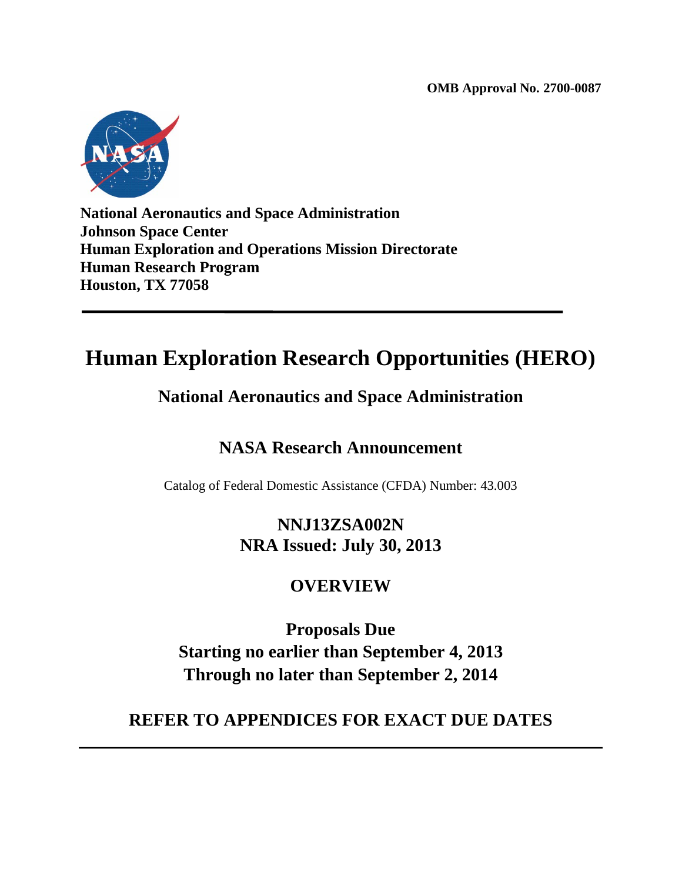**OMB Approval No. 2700-0087**

**National Aeronautics and Space Administration**
**Johnson Space Center**
**Human Exploration and Operations Mission Directorate**
**Human Research Program**
**Houston, TX 77058**

---

# Human Exploration Research Opportunities (HERO)

## National Aeronautics and Space Administration

## NASA Research Announcement

Catalog of Federal Domestic Assistance (CFDA) Number: 43.003

**NNJ13ZSA002N**
**NRA Issued: July 30, 2013**

## OVERVIEW

**Proposals Due**
**Starting no earlier than September 4, 2013**
**Through no later than September 2, 2014**

## REFER TO APPENDICES FOR EXACT DUE DATES

---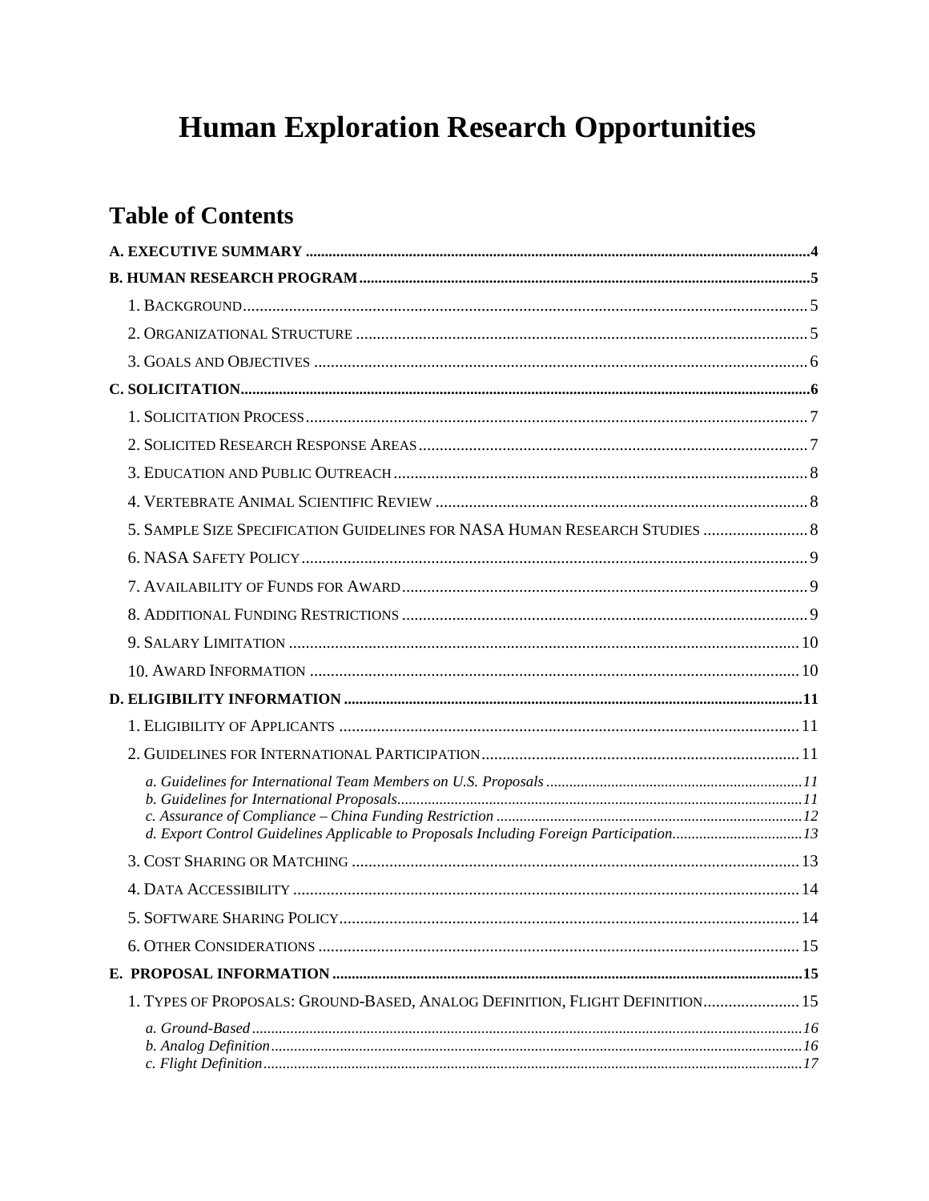# Human Exploration Research Opportunities

## Table of Contents

**A. EXECUTIVE SUMMARY** .................................................... **4**

**B. HUMAN RESEARCH PROGRAM** .................................................... **5**

- 1. Background .................................................... 5
- 2. Organizational Structure .................................................... 5
- 3. Goals and Objectives .................................................... 6

**C. SOLICITATION** .................................................... **6**

- 1. Solicitation Process .................................................... 7
- 2. Solicited Research Response Areas .................................................... 7
- 3. Education and Public Outreach .................................................... 8
- 4. Vertebrate Animal Scientific Review .................................................... 8
- 5. Sample Size Specification Guidelines for NASA Human Research Studies .................................................... 8
- 6. NASA Safety Policy .................................................... 9
- 7. Availability of Funds for Award .................................................... 9
- 8. Additional Funding Restrictions .................................................... 9
- 9. Salary Limitation .................................................... 10
- 10. Award Information .................................................... 10

**D. ELIGIBILITY INFORMATION** .................................................... **11**

- 1. Eligibility of Applicants .................................................... 11
- 2. Guidelines for International Participation .................................................... 11
  - *a. Guidelines for International Team Members on U.S. Proposals* .................................................... *11*
  - *b. Guidelines for International Proposals* .................................................... *11*
  - *c. Assurance of Compliance – China Funding Restriction* .................................................... *12*
  - *d. Export Control Guidelines Applicable to Proposals Including Foreign Participation* .................................................... *13*
- 3. Cost Sharing or Matching .................................................... 13
- 4. Data Accessibility .................................................... 14
- 5. Software Sharing Policy .................................................... 14
- 6. Other Considerations .................................................... 15

**E. PROPOSAL INFORMATION** .................................................... **15**

- 1. Types of Proposals: Ground-Based, Analog Definition, Flight Definition .................................................... 15
  - *a. Ground-Based* .................................................... *16*
  - *b. Analog Definition* .................................................... *16*
  - *c. Flight Definition* .................................................... *17*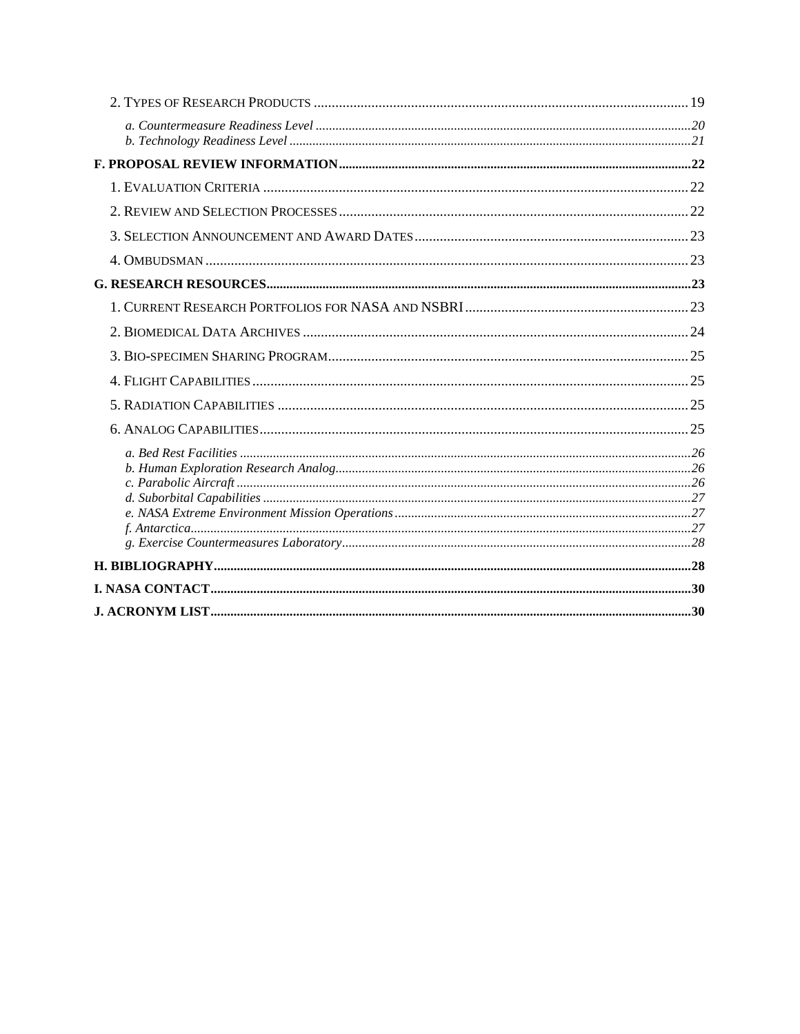2. Types of Research Products ........................................................................................................ 19

*a. Countermeasure Readiness Level* ........................................................................................................ *20*
*b. Technology Readiness Level* ........................................................................................................ *21*

**F. PROPOSAL REVIEW INFORMATION ........................................................................................................ 22**

1. Evaluation Criteria ........................................................................................................ 22

2. Review and Selection Processes ........................................................................................................ 22

3. Selection Announcement and Award Dates ........................................................................................................ 23

4. Ombudsman ........................................................................................................ 23

**G. RESEARCH RESOURCES ........................................................................................................ 23**

1. Current Research Portfolios for NASA and NSBRI ........................................................................................................ 23

2. Biomedical Data Archives ........................................................................................................ 24

3. Bio-specimen Sharing Program ........................................................................................................ 25

4. Flight Capabilities ........................................................................................................ 25

5. Radiation Capabilities ........................................................................................................ 25

6. Analog Capabilities ........................................................................................................ 25

*a. Bed Rest Facilities* ........................................................................................................ *26*
*b. Human Exploration Research Analog* ........................................................................................................ *26*
*c. Parabolic Aircraft* ........................................................................................................ *26*
*d. Suborbital Capabilities* ........................................................................................................ *27*
*e. NASA Extreme Environment Mission Operations* ........................................................................................................ *27*
*f. Antarctica* ........................................................................................................ *27*
*g. Exercise Countermeasures Laboratory* ........................................................................................................ *28*

**H. BIBLIOGRAPHY ........................................................................................................ 28**

**I. NASA CONTACT ........................................................................................................ 30**

**J. ACRONYM LIST ........................................................................................................ 30**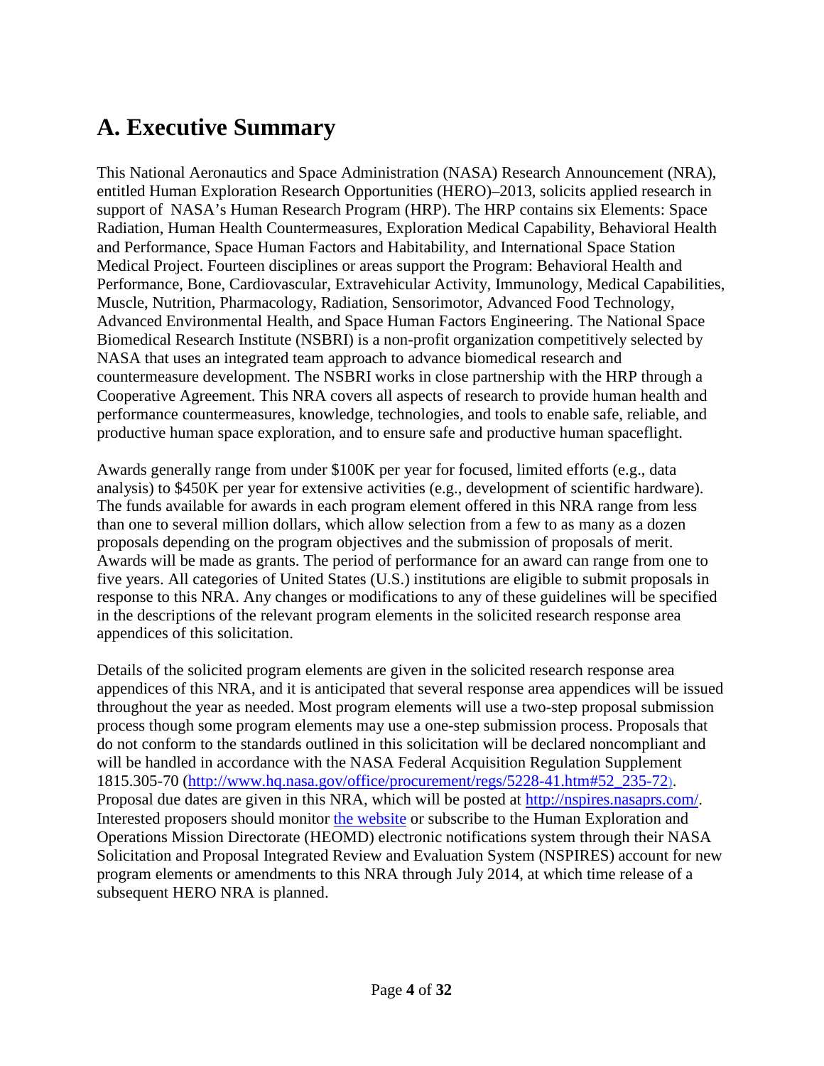# A. Executive Summary

This National Aeronautics and Space Administration (NASA) Research Announcement (NRA), entitled Human Exploration Research Opportunities (HERO)–2013, solicits applied research in support of NASA's Human Research Program (HRP). The HRP contains six Elements: Space Radiation, Human Health Countermeasures, Exploration Medical Capability, Behavioral Health and Performance, Space Human Factors and Habitability, and International Space Station Medical Project. Fourteen disciplines or areas support the Program: Behavioral Health and Performance, Bone, Cardiovascular, Extravehicular Activity, Immunology, Medical Capabilities, Muscle, Nutrition, Pharmacology, Radiation, Sensorimotor, Advanced Food Technology, Advanced Environmental Health, and Space Human Factors Engineering. The National Space Biomedical Research Institute (NSBRI) is a non-profit organization competitively selected by NASA that uses an integrated team approach to advance biomedical research and countermeasure development. The NSBRI works in close partnership with the HRP through a Cooperative Agreement. This NRA covers all aspects of research to provide human health and performance countermeasures, knowledge, technologies, and tools to enable safe, reliable, and productive human space exploration, and to ensure safe and productive human spaceflight.

Awards generally range from under $100K per year for focused, limited efforts (e.g., data analysis) to $450K per year for extensive activities (e.g., development of scientific hardware). The funds available for awards in each program element offered in this NRA range from less than one to several million dollars, which allow selection from a few to as many as a dozen proposals depending on the program objectives and the submission of proposals of merit. Awards will be made as grants. The period of performance for an award can range from one to five years. All categories of United States (U.S.) institutions are eligible to submit proposals in response to this NRA. Any changes or modifications to any of these guidelines will be specified in the descriptions of the relevant program elements in the solicited research response area appendices of this solicitation.

Details of the solicited program elements are given in the solicited research response area appendices of this NRA, and it is anticipated that several response area appendices will be issued throughout the year as needed. Most program elements will use a two-step proposal submission process though some program elements may use a one-step submission process. Proposals that do not conform to the standards outlined in this solicitation will be declared noncompliant and will be handled in accordance with the NASA Federal Acquisition Regulation Supplement 1815.305-70 (http://www.hq.nasa.gov/office/procurement/regs/5228-41.htm#52_235-72). Proposal due dates are given in this NRA, which will be posted at http://nspires.nasaprs.com/. Interested proposers should monitor the website or subscribe to the Human Exploration and Operations Mission Directorate (HEOMD) electronic notifications system through their NASA Solicitation and Proposal Integrated Review and Evaluation System (NSPIRES) account for new program elements or amendments to this NRA through July 2014, at which time release of a subsequent HERO NRA is planned.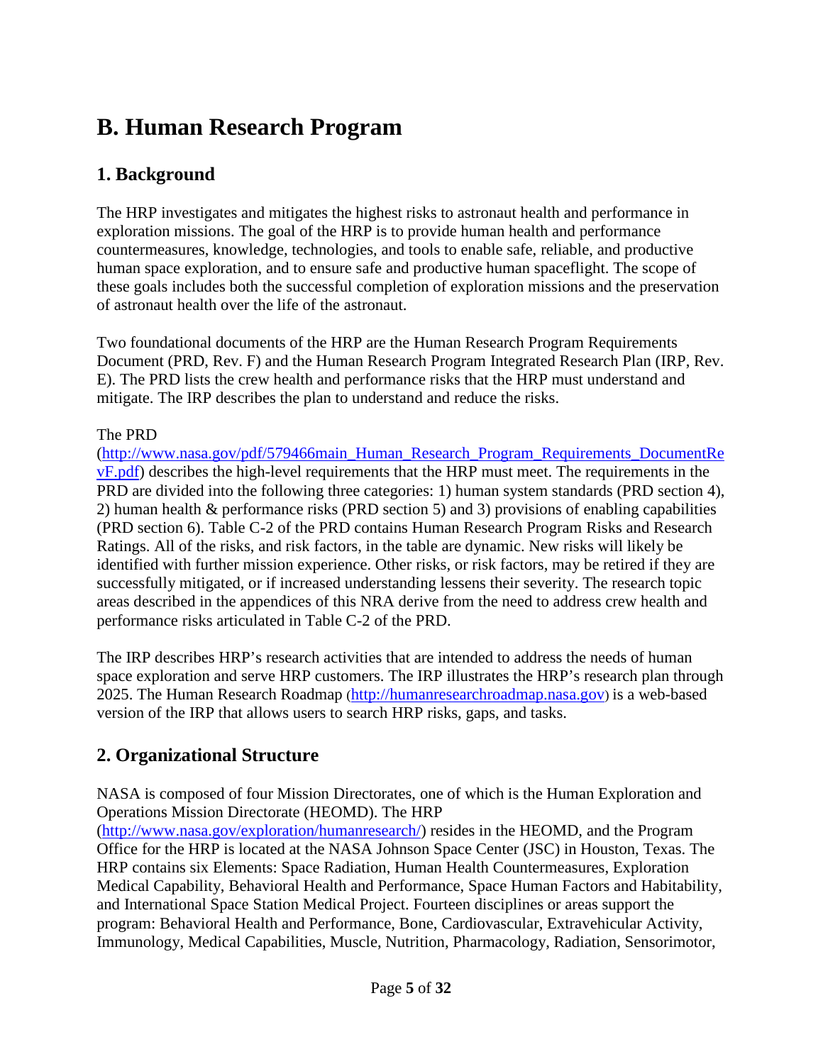# B. Human Research Program

## 1. Background

The HRP investigates and mitigates the highest risks to astronaut health and performance in exploration missions. The goal of the HRP is to provide human health and performance countermeasures, knowledge, technologies, and tools to enable safe, reliable, and productive human space exploration, and to ensure safe and productive human spaceflight. The scope of these goals includes both the successful completion of exploration missions and the preservation of astronaut health over the life of the astronaut.

Two foundational documents of the HRP are the Human Research Program Requirements Document (PRD, Rev. F) and the Human Research Program Integrated Research Plan (IRP, Rev. E). The PRD lists the crew health and performance risks that the HRP must understand and mitigate. The IRP describes the plan to understand and reduce the risks.

The PRD (http://www.nasa.gov/pdf/579466main_Human_Research_Program_Requirements_DocumentRevF.pdf) describes the high-level requirements that the HRP must meet. The requirements in the PRD are divided into the following three categories: 1) human system standards (PRD section 4), 2) human health & performance risks (PRD section 5) and 3) provisions of enabling capabilities (PRD section 6). Table C-2 of the PRD contains Human Research Program Risks and Research Ratings. All of the risks, and risk factors, in the table are dynamic. New risks will likely be identified with further mission experience. Other risks, or risk factors, may be retired if they are successfully mitigated, or if increased understanding lessens their severity. The research topic areas described in the appendices of this NRA derive from the need to address crew health and performance risks articulated in Table C-2 of the PRD.

The IRP describes HRP's research activities that are intended to address the needs of human space exploration and serve HRP customers. The IRP illustrates the HRP's research plan through 2025. The Human Research Roadmap (http://humanresearchroadmap.nasa.gov) is a web-based version of the IRP that allows users to search HRP risks, gaps, and tasks.

## 2. Organizational Structure

NASA is composed of four Mission Directorates, one of which is the Human Exploration and Operations Mission Directorate (HEOMD). The HRP (http://www.nasa.gov/exploration/humanresearch/) resides in the HEOMD, and the Program Office for the HRP is located at the NASA Johnson Space Center (JSC) in Houston, Texas. The HRP contains six Elements: Space Radiation, Human Health Countermeasures, Exploration Medical Capability, Behavioral Health and Performance, Space Human Factors and Habitability, and International Space Station Medical Project. Fourteen disciplines or areas support the program: Behavioral Health and Performance, Bone, Cardiovascular, Extravehicular Activity, Immunology, Medical Capabilities, Muscle, Nutrition, Pharmacology, Radiation, Sensorimotor,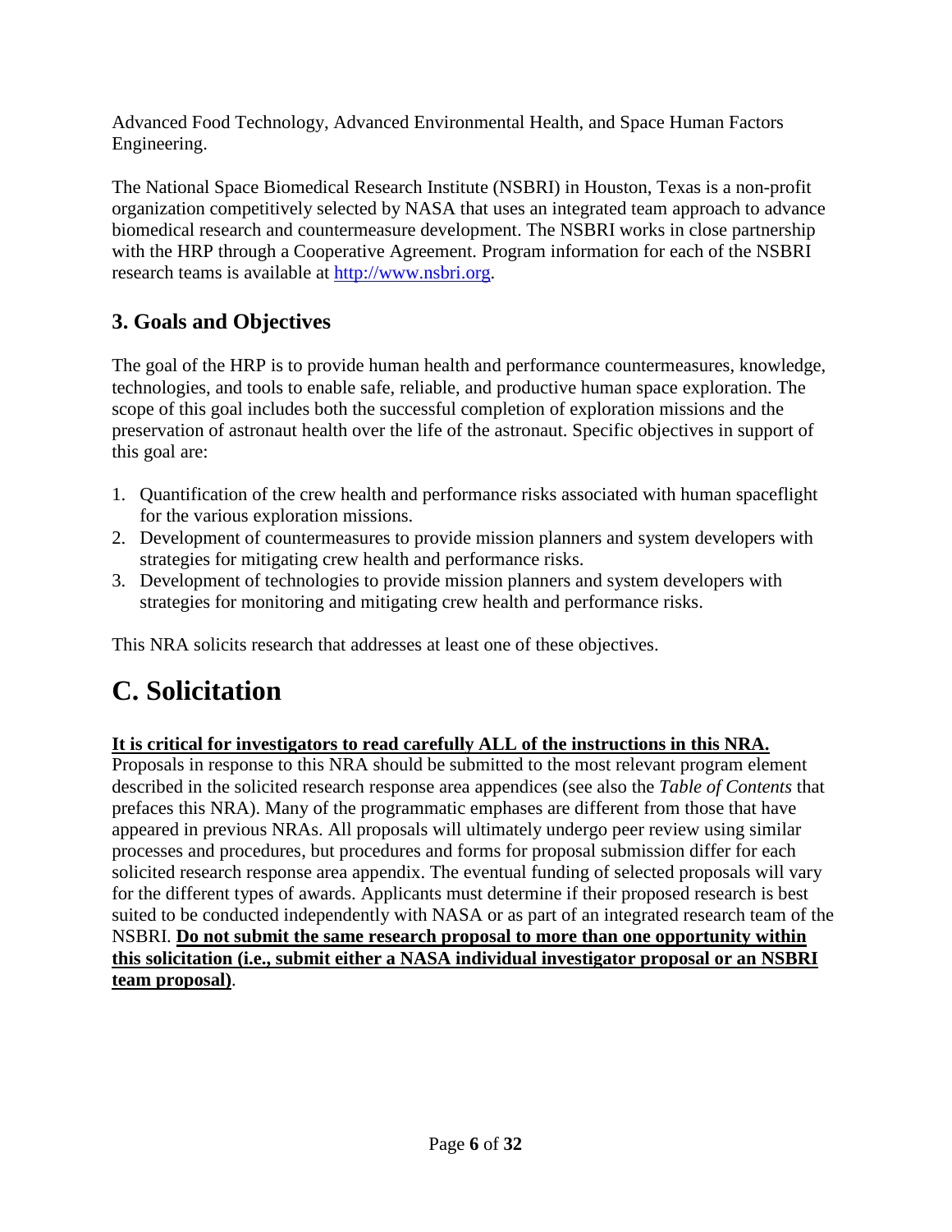Advanced Food Technology, Advanced Environmental Health, and Space Human Factors Engineering.

The National Space Biomedical Research Institute (NSBRI) in Houston, Texas is a non-profit organization competitively selected by NASA that uses an integrated team approach to advance biomedical research and countermeasure development. The NSBRI works in close partnership with the HRP through a Cooperative Agreement. Program information for each of the NSBRI research teams is available at [http://www.nsbri.org](http://www.nsbri.org).

## 3. Goals and Objectives

The goal of the HRP is to provide human health and performance countermeasures, knowledge, technologies, and tools to enable safe, reliable, and productive human space exploration. The scope of this goal includes both the successful completion of exploration missions and the preservation of astronaut health over the life of the astronaut. Specific objectives in support of this goal are:

1. Quantification of the crew health and performance risks associated with human spaceflight for the various exploration missions.
2. Development of countermeasures to provide mission planners and system developers with strategies for mitigating crew health and performance risks.
3. Development of technologies to provide mission planners and system developers with strategies for monitoring and mitigating crew health and performance risks.

This NRA solicits research that addresses at least one of these objectives.

# C. Solicitation

**It is critical for investigators to read carefully ALL of the instructions in this NRA.** Proposals in response to this NRA should be submitted to the most relevant program element described in the solicited research response area appendices (see also the *Table of Contents* that prefaces this NRA). Many of the programmatic emphases are different from those that have appeared in previous NRAs. All proposals will ultimately undergo peer review using similar processes and procedures, but procedures and forms for proposal submission differ for each solicited research response area appendix. The eventual funding of selected proposals will vary for the different types of awards. Applicants must determine if their proposed research is best suited to be conducted independently with NASA or as part of an integrated research team of the NSBRI. **Do not submit the same research proposal to more than one opportunity within this solicitation (i.e., submit either a NASA individual investigator proposal or an NSBRI team proposal)**.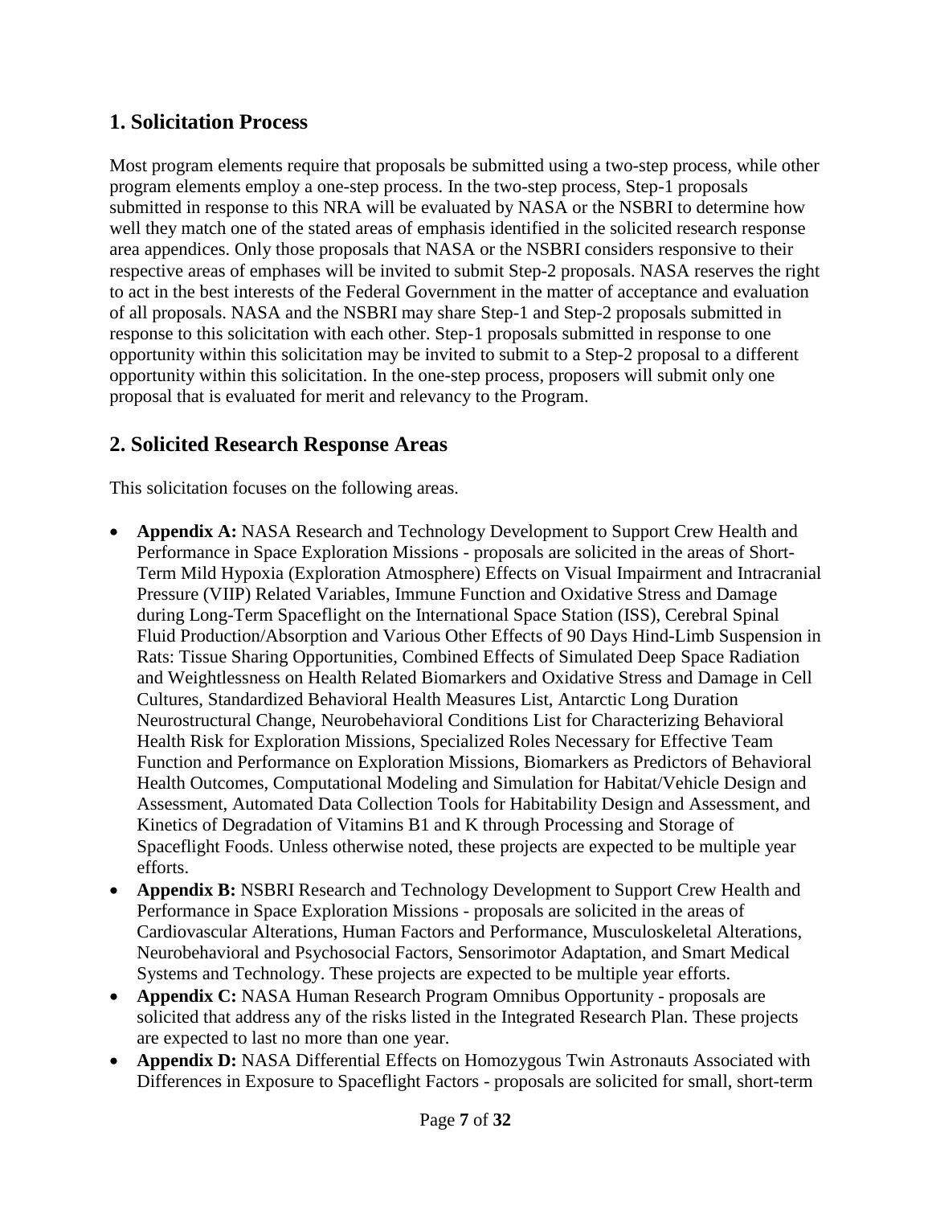## 1. Solicitation Process

Most program elements require that proposals be submitted using a two-step process, while other program elements employ a one-step process. In the two-step process, Step-1 proposals submitted in response to this NRA will be evaluated by NASA or the NSBRI to determine how well they match one of the stated areas of emphasis identified in the solicited research response area appendices. Only those proposals that NASA or the NSBRI considers responsive to their respective areas of emphases will be invited to submit Step-2 proposals. NASA reserves the right to act in the best interests of the Federal Government in the matter of acceptance and evaluation of all proposals. NASA and the NSBRI may share Step-1 and Step-2 proposals submitted in response to this solicitation with each other. Step-1 proposals submitted in response to one opportunity within this solicitation may be invited to submit to a Step-2 proposal to a different opportunity within this solicitation. In the one-step process, proposers will submit only one proposal that is evaluated for merit and relevancy to the Program.

## 2. Solicited Research Response Areas

This solicitation focuses on the following areas.

- **Appendix A:** NASA Research and Technology Development to Support Crew Health and Performance in Space Exploration Missions - proposals are solicited in the areas of Short-Term Mild Hypoxia (Exploration Atmosphere) Effects on Visual Impairment and Intracranial Pressure (VIIP) Related Variables, Immune Function and Oxidative Stress and Damage during Long-Term Spaceflight on the International Space Station (ISS), Cerebral Spinal Fluid Production/Absorption and Various Other Effects of 90 Days Hind-Limb Suspension in Rats: Tissue Sharing Opportunities, Combined Effects of Simulated Deep Space Radiation and Weightlessness on Health Related Biomarkers and Oxidative Stress and Damage in Cell Cultures, Standardized Behavioral Health Measures List, Antarctic Long Duration Neurostructural Change, Neurobehavioral Conditions List for Characterizing Behavioral Health Risk for Exploration Missions, Specialized Roles Necessary for Effective Team Function and Performance on Exploration Missions, Biomarkers as Predictors of Behavioral Health Outcomes, Computational Modeling and Simulation for Habitat/Vehicle Design and Assessment, Automated Data Collection Tools for Habitability Design and Assessment, and Kinetics of Degradation of Vitamins B1 and K through Processing and Storage of Spaceflight Foods. Unless otherwise noted, these projects are expected to be multiple year efforts.
- **Appendix B:** NSBRI Research and Technology Development to Support Crew Health and Performance in Space Exploration Missions - proposals are solicited in the areas of Cardiovascular Alterations, Human Factors and Performance, Musculoskeletal Alterations, Neurobehavioral and Psychosocial Factors, Sensorimotor Adaptation, and Smart Medical Systems and Technology. These projects are expected to be multiple year efforts.
- **Appendix C:** NASA Human Research Program Omnibus Opportunity - proposals are solicited that address any of the risks listed in the Integrated Research Plan. These projects are expected to last no more than one year.
- **Appendix D:** NASA Differential Effects on Homozygous Twin Astronauts Associated with Differences in Exposure to Spaceflight Factors - proposals are solicited for small, short-term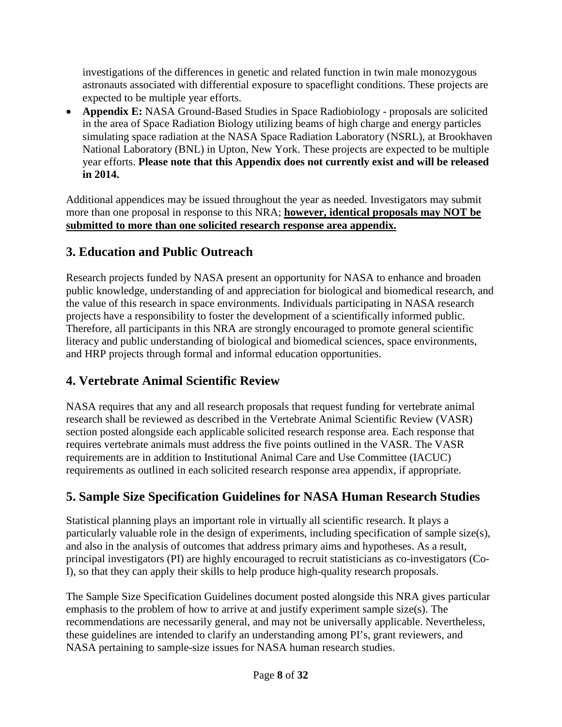investigations of the differences in genetic and related function in twin male monozygous astronauts associated with differential exposure to spaceflight conditions. These projects are expected to be multiple year efforts.

- **Appendix E:** NASA Ground-Based Studies in Space Radiobiology - proposals are solicited in the area of Space Radiation Biology utilizing beams of high charge and energy particles simulating space radiation at the NASA Space Radiation Laboratory (NSRL), at Brookhaven National Laboratory (BNL) in Upton, New York. These projects are expected to be multiple year efforts. **Please note that this Appendix does not currently exist and will be released in 2014.**

Additional appendices may be issued throughout the year as needed. Investigators may submit more than one proposal in response to this NRA; **<u>however, identical proposals may NOT be submitted to more than one solicited research response area appendix.</u>**

## 3. Education and Public Outreach

Research projects funded by NASA present an opportunity for NASA to enhance and broaden public knowledge, understanding of and appreciation for biological and biomedical research, and the value of this research in space environments. Individuals participating in NASA research projects have a responsibility to foster the development of a scientifically informed public. Therefore, all participants in this NRA are strongly encouraged to promote general scientific literacy and public understanding of biological and biomedical sciences, space environments, and HRP projects through formal and informal education opportunities.

## 4. Vertebrate Animal Scientific Review

NASA requires that any and all research proposals that request funding for vertebrate animal research shall be reviewed as described in the Vertebrate Animal Scientific Review (VASR) section posted alongside each applicable solicited research response area. Each response that requires vertebrate animals must address the five points outlined in the VASR. The VASR requirements are in addition to Institutional Animal Care and Use Committee (IACUC) requirements as outlined in each solicited research response area appendix, if appropriate.

## 5. Sample Size Specification Guidelines for NASA Human Research Studies

Statistical planning plays an important role in virtually all scientific research. It plays a particularly valuable role in the design of experiments, including specification of sample size(s), and also in the analysis of outcomes that address primary aims and hypotheses. As a result, principal investigators (PI) are highly encouraged to recruit statisticians as co-investigators (Co-I), so that they can apply their skills to help produce high-quality research proposals.

The Sample Size Specification Guidelines document posted alongside this NRA gives particular emphasis to the problem of how to arrive at and justify experiment sample size(s). The recommendations are necessarily general, and may not be universally applicable. Nevertheless, these guidelines are intended to clarify an understanding among PI's, grant reviewers, and NASA pertaining to sample-size issues for NASA human research studies.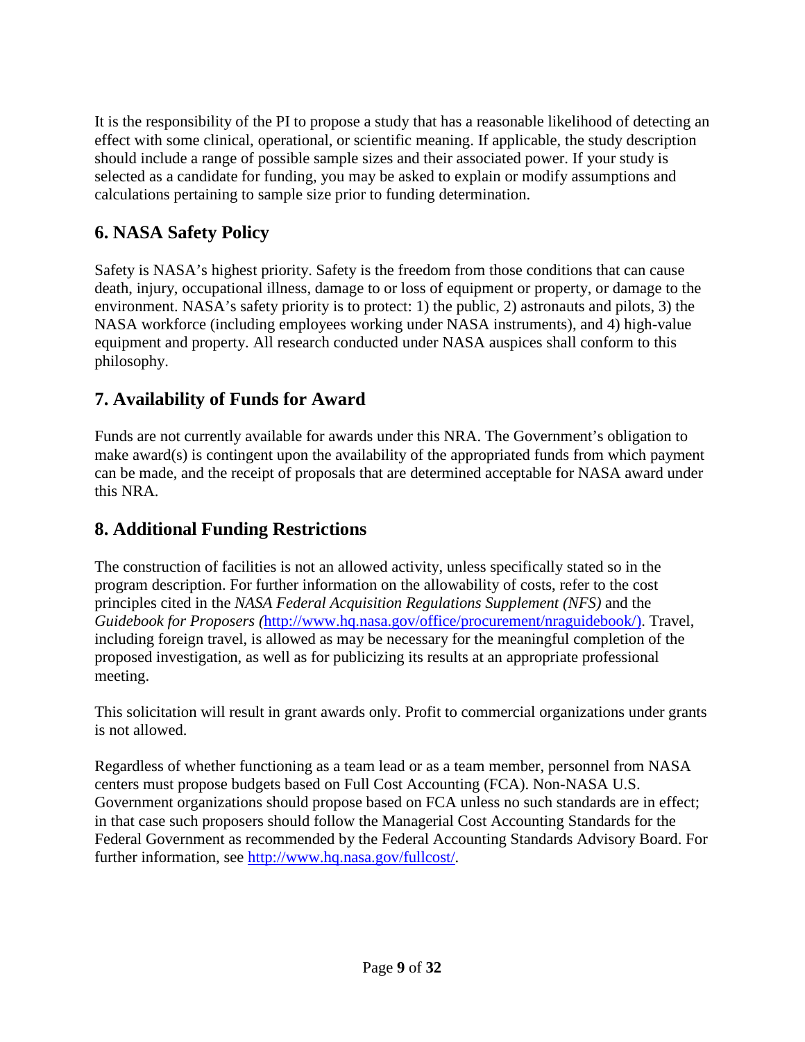It is the responsibility of the PI to propose a study that has a reasonable likelihood of detecting an effect with some clinical, operational, or scientific meaning. If applicable, the study description should include a range of possible sample sizes and their associated power. If your study is selected as a candidate for funding, you may be asked to explain or modify assumptions and calculations pertaining to sample size prior to funding determination.

## 6. NASA Safety Policy

Safety is NASA's highest priority. Safety is the freedom from those conditions that can cause death, injury, occupational illness, damage to or loss of equipment or property, or damage to the environment. NASA's safety priority is to protect: 1) the public, 2) astronauts and pilots, 3) the NASA workforce (including employees working under NASA instruments), and 4) high-value equipment and property. All research conducted under NASA auspices shall conform to this philosophy.

## 7. Availability of Funds for Award

Funds are not currently available for awards under this NRA. The Government's obligation to make award(s) is contingent upon the availability of the appropriated funds from which payment can be made, and the receipt of proposals that are determined acceptable for NASA award under this NRA.

## 8. Additional Funding Restrictions

The construction of facilities is not an allowed activity, unless specifically stated so in the program description. For further information on the allowability of costs, refer to the cost principles cited in the *NASA Federal Acquisition Regulations Supplement (NFS)* and the *Guidebook for Proposers (*http://www.hq.nasa.gov/office/procurement/nraguidebook/). Travel, including foreign travel, is allowed as may be necessary for the meaningful completion of the proposed investigation, as well as for publicizing its results at an appropriate professional meeting.

This solicitation will result in grant awards only. Profit to commercial organizations under grants is not allowed.

Regardless of whether functioning as a team lead or as a team member, personnel from NASA centers must propose budgets based on Full Cost Accounting (FCA). Non-NASA U.S. Government organizations should propose based on FCA unless no such standards are in effect; in that case such proposers should follow the Managerial Cost Accounting Standards for the Federal Government as recommended by the Federal Accounting Standards Advisory Board. For further information, see http://www.hq.nasa.gov/fullcost/.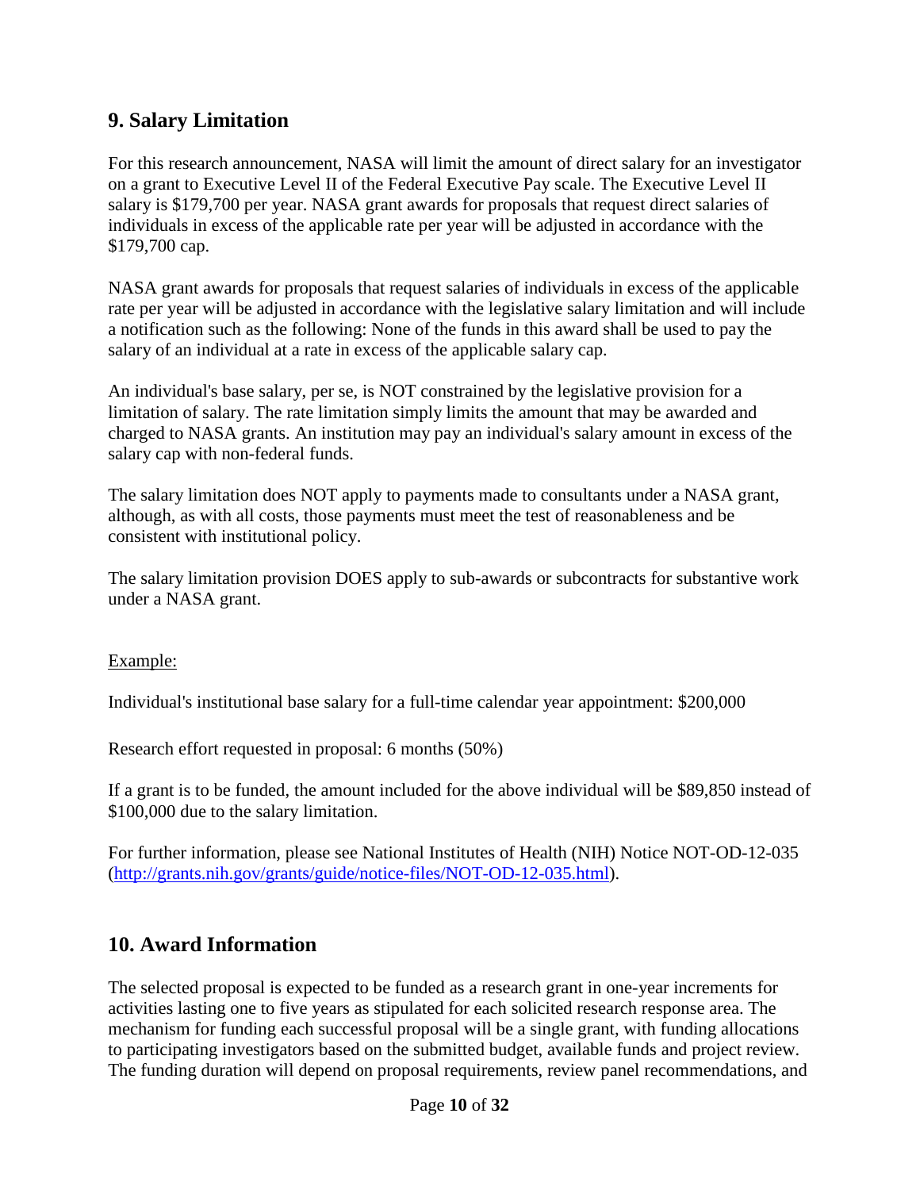## 9. Salary Limitation

For this research announcement, NASA will limit the amount of direct salary for an investigator on a grant to Executive Level II of the Federal Executive Pay scale. The Executive Level II salary is $179,700 per year. NASA grant awards for proposals that request direct salaries of individuals in excess of the applicable rate per year will be adjusted in accordance with the $179,700 cap.

NASA grant awards for proposals that request salaries of individuals in excess of the applicable rate per year will be adjusted in accordance with the legislative salary limitation and will include a notification such as the following: None of the funds in this award shall be used to pay the salary of an individual at a rate in excess of the applicable salary cap.

An individual's base salary, per se, is NOT constrained by the legislative provision for a limitation of salary. The rate limitation simply limits the amount that may be awarded and charged to NASA grants. An institution may pay an individual's salary amount in excess of the salary cap with non-federal funds.

The salary limitation does NOT apply to payments made to consultants under a NASA grant, although, as with all costs, those payments must meet the test of reasonableness and be consistent with institutional policy.

The salary limitation provision DOES apply to sub-awards or subcontracts for substantive work under a NASA grant.

<u>Example:</u>

Individual's institutional base salary for a full-time calendar year appointment: $200,000

Research effort requested in proposal: 6 months (50%)

If a grant is to be funded, the amount included for the above individual will be $89,850 instead of $100,000 due to the salary limitation.

For further information, please see National Institutes of Health (NIH) Notice NOT-OD-12-035 (http://grants.nih.gov/grants/guide/notice-files/NOT-OD-12-035.html).

## 10. Award Information

The selected proposal is expected to be funded as a research grant in one-year increments for activities lasting one to five years as stipulated for each solicited research response area. The mechanism for funding each successful proposal will be a single grant, with funding allocations to participating investigators based on the submitted budget, available funds and project review. The funding duration will depend on proposal requirements, review panel recommendations, and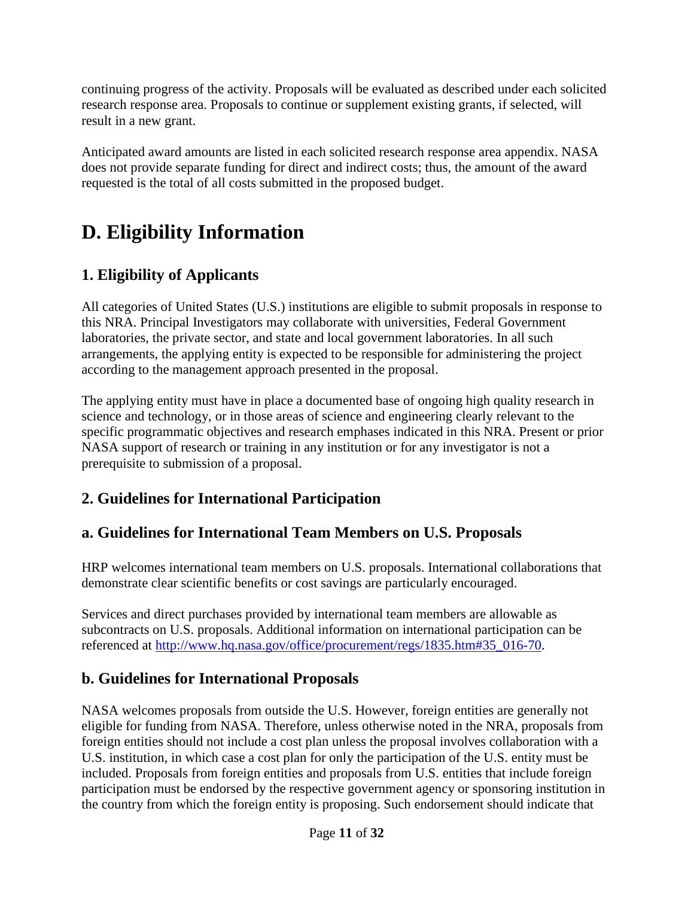continuing progress of the activity. Proposals will be evaluated as described under each solicited research response area. Proposals to continue or supplement existing grants, if selected, will result in a new grant.

Anticipated award amounts are listed in each solicited research response area appendix. NASA does not provide separate funding for direct and indirect costs; thus, the amount of the award requested is the total of all costs submitted in the proposed budget.

# D. Eligibility Information

## 1. Eligibility of Applicants

All categories of United States (U.S.) institutions are eligible to submit proposals in response to this NRA. Principal Investigators may collaborate with universities, Federal Government laboratories, the private sector, and state and local government laboratories. In all such arrangements, the applying entity is expected to be responsible for administering the project according to the management approach presented in the proposal.

The applying entity must have in place a documented base of ongoing high quality research in science and technology, or in those areas of science and engineering clearly relevant to the specific programmatic objectives and research emphases indicated in this NRA. Present or prior NASA support of research or training in any institution or for any investigator is not a prerequisite to submission of a proposal.

## 2. Guidelines for International Participation

### a. Guidelines for International Team Members on U.S. Proposals

HRP welcomes international team members on U.S. proposals. International collaborations that demonstrate clear scientific benefits or cost savings are particularly encouraged.

Services and direct purchases provided by international team members are allowable as subcontracts on U.S. proposals. Additional information on international participation can be referenced at [http://www.hq.nasa.gov/office/procurement/regs/1835.htm#35_016-70](http://www.hq.nasa.gov/office/procurement/regs/1835.htm#35_016-70).

### b. Guidelines for International Proposals

NASA welcomes proposals from outside the U.S. However, foreign entities are generally not eligible for funding from NASA. Therefore, unless otherwise noted in the NRA, proposals from foreign entities should not include a cost plan unless the proposal involves collaboration with a U.S. institution, in which case a cost plan for only the participation of the U.S. entity must be included. Proposals from foreign entities and proposals from U.S. entities that include foreign participation must be endorsed by the respective government agency or sponsoring institution in the country from which the foreign entity is proposing. Such endorsement should indicate that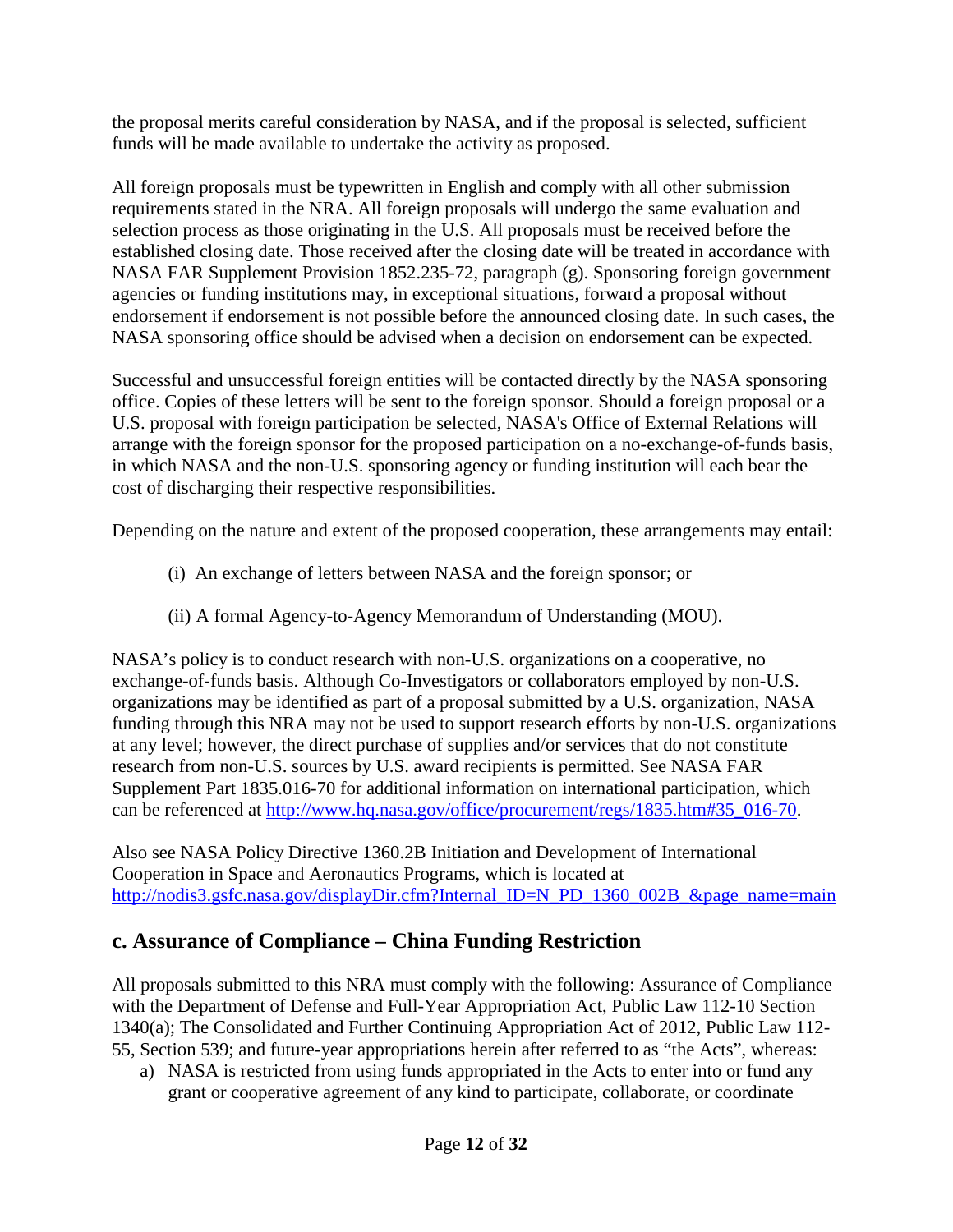the proposal merits careful consideration by NASA, and if the proposal is selected, sufficient funds will be made available to undertake the activity as proposed.

All foreign proposals must be typewritten in English and comply with all other submission requirements stated in the NRA. All foreign proposals will undergo the same evaluation and selection process as those originating in the U.S. All proposals must be received before the established closing date. Those received after the closing date will be treated in accordance with NASA FAR Supplement Provision 1852.235-72, paragraph (g). Sponsoring foreign government agencies or funding institutions may, in exceptional situations, forward a proposal without endorsement if endorsement is not possible before the announced closing date. In such cases, the NASA sponsoring office should be advised when a decision on endorsement can be expected.

Successful and unsuccessful foreign entities will be contacted directly by the NASA sponsoring office. Copies of these letters will be sent to the foreign sponsor. Should a foreign proposal or a U.S. proposal with foreign participation be selected, NASA's Office of External Relations will arrange with the foreign sponsor for the proposed participation on a no-exchange-of-funds basis, in which NASA and the non-U.S. sponsoring agency or funding institution will each bear the cost of discharging their respective responsibilities.

Depending on the nature and extent of the proposed cooperation, these arrangements may entail:

(i) An exchange of letters between NASA and the foreign sponsor; or

(ii) A formal Agency-to-Agency Memorandum of Understanding (MOU).

NASA's policy is to conduct research with non-U.S. organizations on a cooperative, no exchange-of-funds basis. Although Co-Investigators or collaborators employed by non-U.S. organizations may be identified as part of a proposal submitted by a U.S. organization, NASA funding through this NRA may not be used to support research efforts by non-U.S. organizations at any level; however, the direct purchase of supplies and/or services that do not constitute research from non-U.S. sources by U.S. award recipients is permitted. See NASA FAR Supplement Part 1835.016-70 for additional information on international participation, which can be referenced at http://www.hq.nasa.gov/office/procurement/regs/1835.htm#35_016-70.

Also see NASA Policy Directive 1360.2B Initiation and Development of International Cooperation in Space and Aeronautics Programs, which is located at http://nodis3.gsfc.nasa.gov/displayDir.cfm?Internal_ID=N_PD_1360_002B_&page_name=main

## c. Assurance of Compliance – China Funding Restriction

All proposals submitted to this NRA must comply with the following: Assurance of Compliance with the Department of Defense and Full-Year Appropriation Act, Public Law 112-10 Section 1340(a); The Consolidated and Further Continuing Appropriation Act of 2012, Public Law 112-55, Section 539; and future-year appropriations herein after referred to as "the Acts", whereas:

a) NASA is restricted from using funds appropriated in the Acts to enter into or fund any grant or cooperative agreement of any kind to participate, collaborate, or coordinate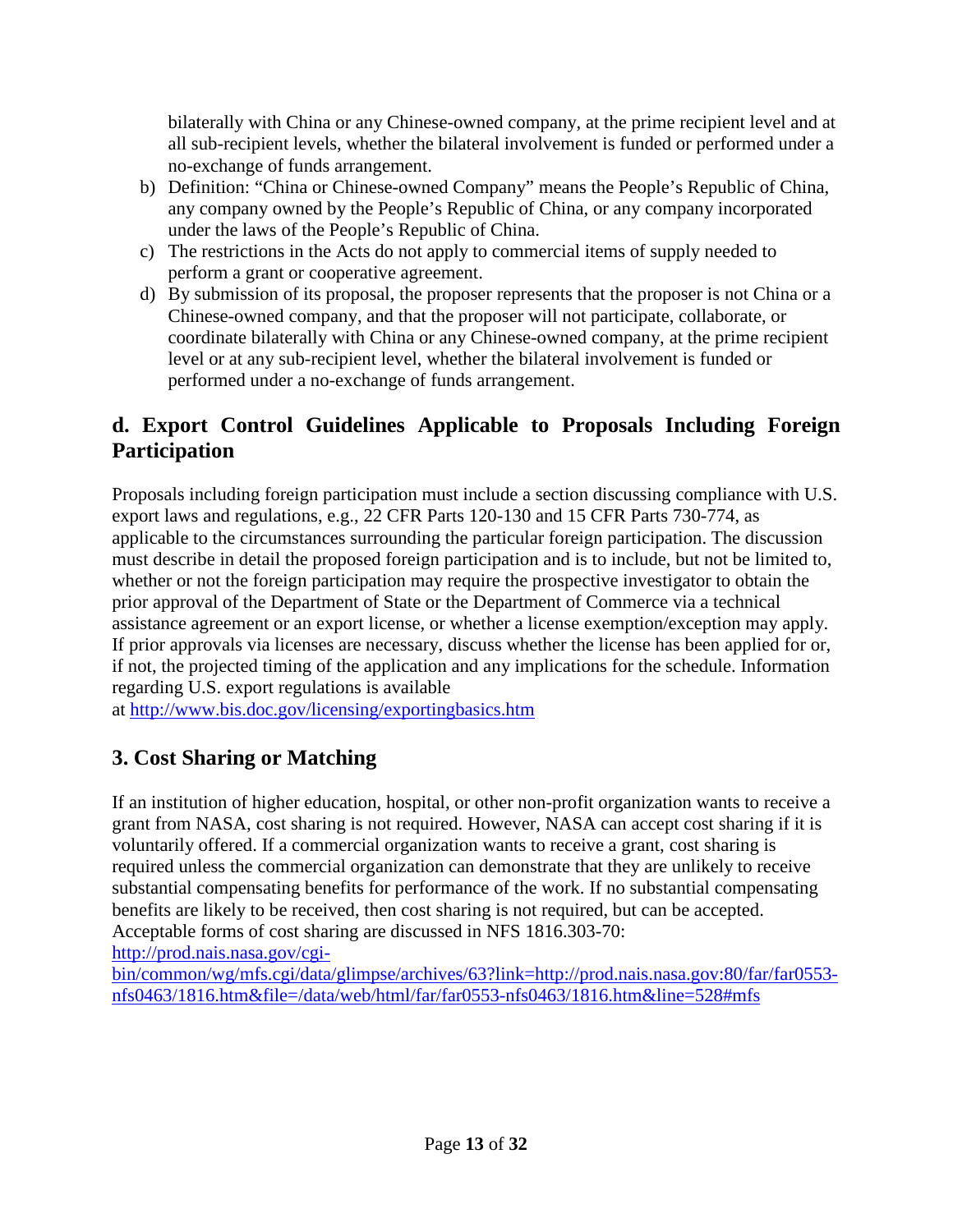bilaterally with China or any Chinese-owned company, at the prime recipient level and at all sub-recipient levels, whether the bilateral involvement is funded or performed under a no-exchange of funds arrangement.

b) Definition: "China or Chinese-owned Company" means the People's Republic of China, any company owned by the People's Republic of China, or any company incorporated under the laws of the People's Republic of China.
c) The restrictions in the Acts do not apply to commercial items of supply needed to perform a grant or cooperative agreement.
d) By submission of its proposal, the proposer represents that the proposer is not China or a Chinese-owned company, and that the proposer will not participate, collaborate, or coordinate bilaterally with China or any Chinese-owned company, at the prime recipient level or at any sub-recipient level, whether the bilateral involvement is funded or performed under a no-exchange of funds arrangement.

### d. Export Control Guidelines Applicable to Proposals Including Foreign Participation

Proposals including foreign participation must include a section discussing compliance with U.S. export laws and regulations, e.g., 22 CFR Parts 120-130 and 15 CFR Parts 730-774, as applicable to the circumstances surrounding the particular foreign participation. The discussion must describe in detail the proposed foreign participation and is to include, but not be limited to, whether or not the foreign participation may require the prospective investigator to obtain the prior approval of the Department of State or the Department of Commerce via a technical assistance agreement or an export license, or whether a license exemption/exception may apply. If prior approvals via licenses are necessary, discuss whether the license has been applied for or, if not, the projected timing of the application and any implications for the schedule. Information regarding U.S. export regulations is available at http://www.bis.doc.gov/licensing/exportingbasics.htm

## 3. Cost Sharing or Matching

If an institution of higher education, hospital, or other non-profit organization wants to receive a grant from NASA, cost sharing is not required. However, NASA can accept cost sharing if it is voluntarily offered. If a commercial organization wants to receive a grant, cost sharing is required unless the commercial organization can demonstrate that they are unlikely to receive substantial compensating benefits for performance of the work. If no substantial compensating benefits are likely to be received, then cost sharing is not required, but can be accepted. Acceptable forms of cost sharing are discussed in NFS 1816.303-70: http://prod.nais.nasa.gov/cgi-bin/common/wg/mfs.cgi/data/glimpse/archives/63?link=http://prod.nais.nasa.gov:80/far/far0553-nfs0463/1816.htm&file=/data/web/html/far/far0553-nfs0463/1816.htm&line=528#mfs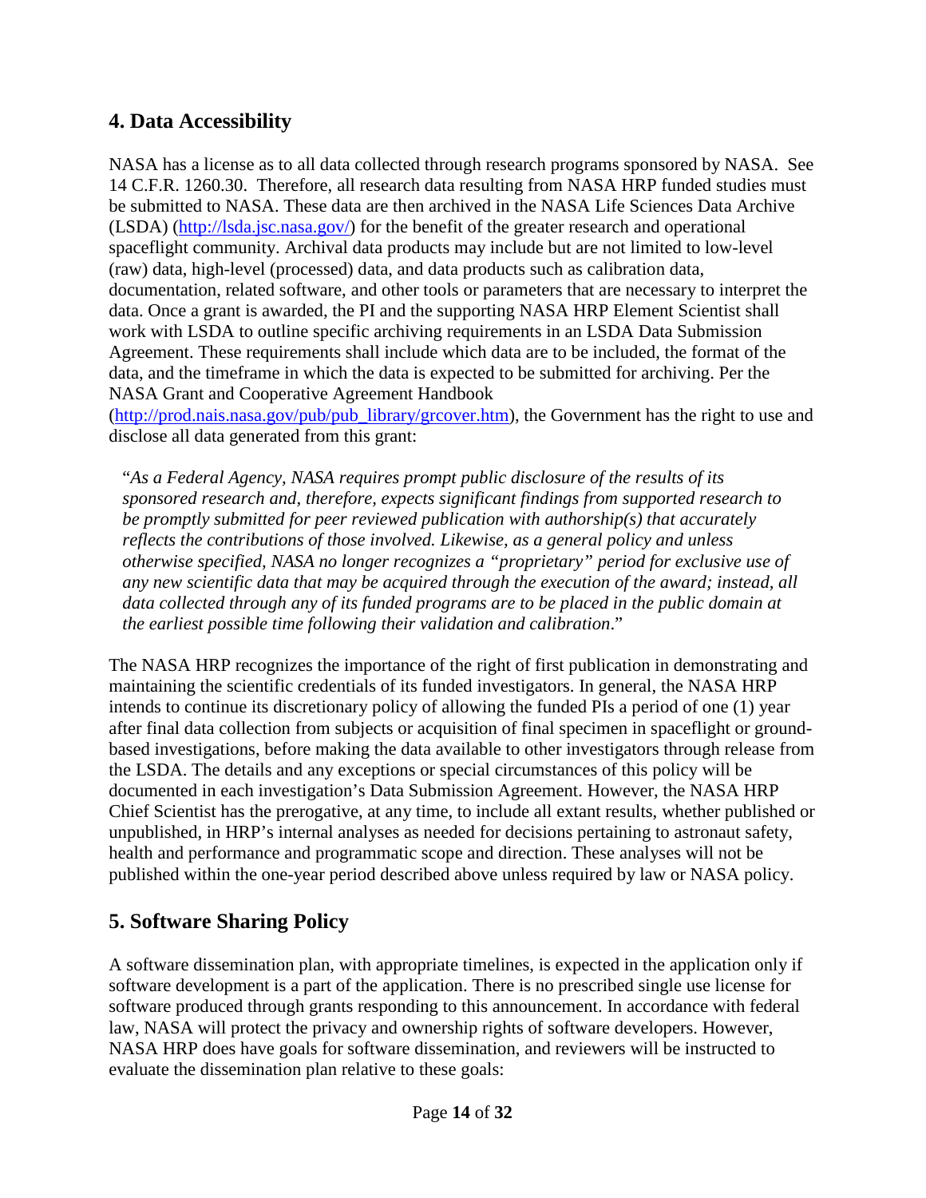## 4. Data Accessibility

NASA has a license as to all data collected through research programs sponsored by NASA. See 14 C.F.R. 1260.30. Therefore, all research data resulting from NASA HRP funded studies must be submitted to NASA. These data are then archived in the NASA Life Sciences Data Archive (LSDA) (http://lsda.jsc.nasa.gov/) for the benefit of the greater research and operational spaceflight community. Archival data products may include but are not limited to low-level (raw) data, high-level (processed) data, and data products such as calibration data, documentation, related software, and other tools or parameters that are necessary to interpret the data. Once a grant is awarded, the PI and the supporting NASA HRP Element Scientist shall work with LSDA to outline specific archiving requirements in an LSDA Data Submission Agreement. These requirements shall include which data are to be included, the format of the data, and the timeframe in which the data is expected to be submitted for archiving. Per the NASA Grant and Cooperative Agreement Handbook (http://prod.nais.nasa.gov/pub/pub_library/grcover.htm), the Government has the right to use and disclose all data generated from this grant:

> "*As a Federal Agency, NASA requires prompt public disclosure of the results of its sponsored research and, therefore, expects significant findings from supported research to be promptly submitted for peer reviewed publication with authorship(s) that accurately reflects the contributions of those involved. Likewise, as a general policy and unless otherwise specified, NASA no longer recognizes a "proprietary" period for exclusive use of any new scientific data that may be acquired through the execution of the award; instead, all data collected through any of its funded programs are to be placed in the public domain at the earliest possible time following their validation and calibration*."

The NASA HRP recognizes the importance of the right of first publication in demonstrating and maintaining the scientific credentials of its funded investigators. In general, the NASA HRP intends to continue its discretionary policy of allowing the funded PIs a period of one (1) year after final data collection from subjects or acquisition of final specimen in spaceflight or ground-based investigations, before making the data available to other investigators through release from the LSDA. The details and any exceptions or special circumstances of this policy will be documented in each investigation's Data Submission Agreement. However, the NASA HRP Chief Scientist has the prerogative, at any time, to include all extant results, whether published or unpublished, in HRP's internal analyses as needed for decisions pertaining to astronaut safety, health and performance and programmatic scope and direction. These analyses will not be published within the one-year period described above unless required by law or NASA policy.

## 5. Software Sharing Policy

A software dissemination plan, with appropriate timelines, is expected in the application only if software development is a part of the application. There is no prescribed single use license for software produced through grants responding to this announcement. In accordance with federal law, NASA will protect the privacy and ownership rights of software developers. However, NASA HRP does have goals for software dissemination, and reviewers will be instructed to evaluate the dissemination plan relative to these goals: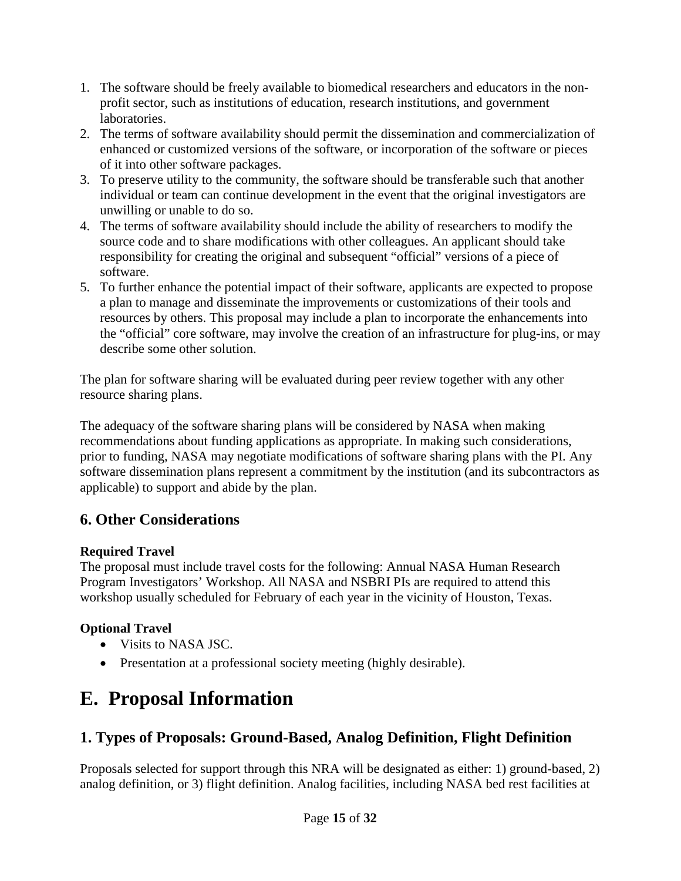1. The software should be freely available to biomedical researchers and educators in the non-profit sector, such as institutions of education, research institutions, and government laboratories.
2. The terms of software availability should permit the dissemination and commercialization of enhanced or customized versions of the software, or incorporation of the software or pieces of it into other software packages.
3. To preserve utility to the community, the software should be transferable such that another individual or team can continue development in the event that the original investigators are unwilling or unable to do so.
4. The terms of software availability should include the ability of researchers to modify the source code and to share modifications with other colleagues. An applicant should take responsibility for creating the original and subsequent "official" versions of a piece of software.
5. To further enhance the potential impact of their software, applicants are expected to propose a plan to manage and disseminate the improvements or customizations of their tools and resources by others. This proposal may include a plan to incorporate the enhancements into the "official" core software, may involve the creation of an infrastructure for plug-ins, or may describe some other solution.

The plan for software sharing will be evaluated during peer review together with any other resource sharing plans.

The adequacy of the software sharing plans will be considered by NASA when making recommendations about funding applications as appropriate. In making such considerations, prior to funding, NASA may negotiate modifications of software sharing plans with the PI. Any software dissemination plans represent a commitment by the institution (and its subcontractors as applicable) to support and abide by the plan.

## 6. Other Considerations

**Required Travel**
The proposal must include travel costs for the following: Annual NASA Human Research Program Investigators' Workshop. All NASA and NSBRI PIs are required to attend this workshop usually scheduled for February of each year in the vicinity of Houston, Texas.

**Optional Travel**

- Visits to NASA JSC.
- Presentation at a professional society meeting (highly desirable).

# E. Proposal Information

## 1. Types of Proposals: Ground-Based, Analog Definition, Flight Definition

Proposals selected for support through this NRA will be designated as either: 1) ground-based, 2) analog definition, or 3) flight definition. Analog facilities, including NASA bed rest facilities at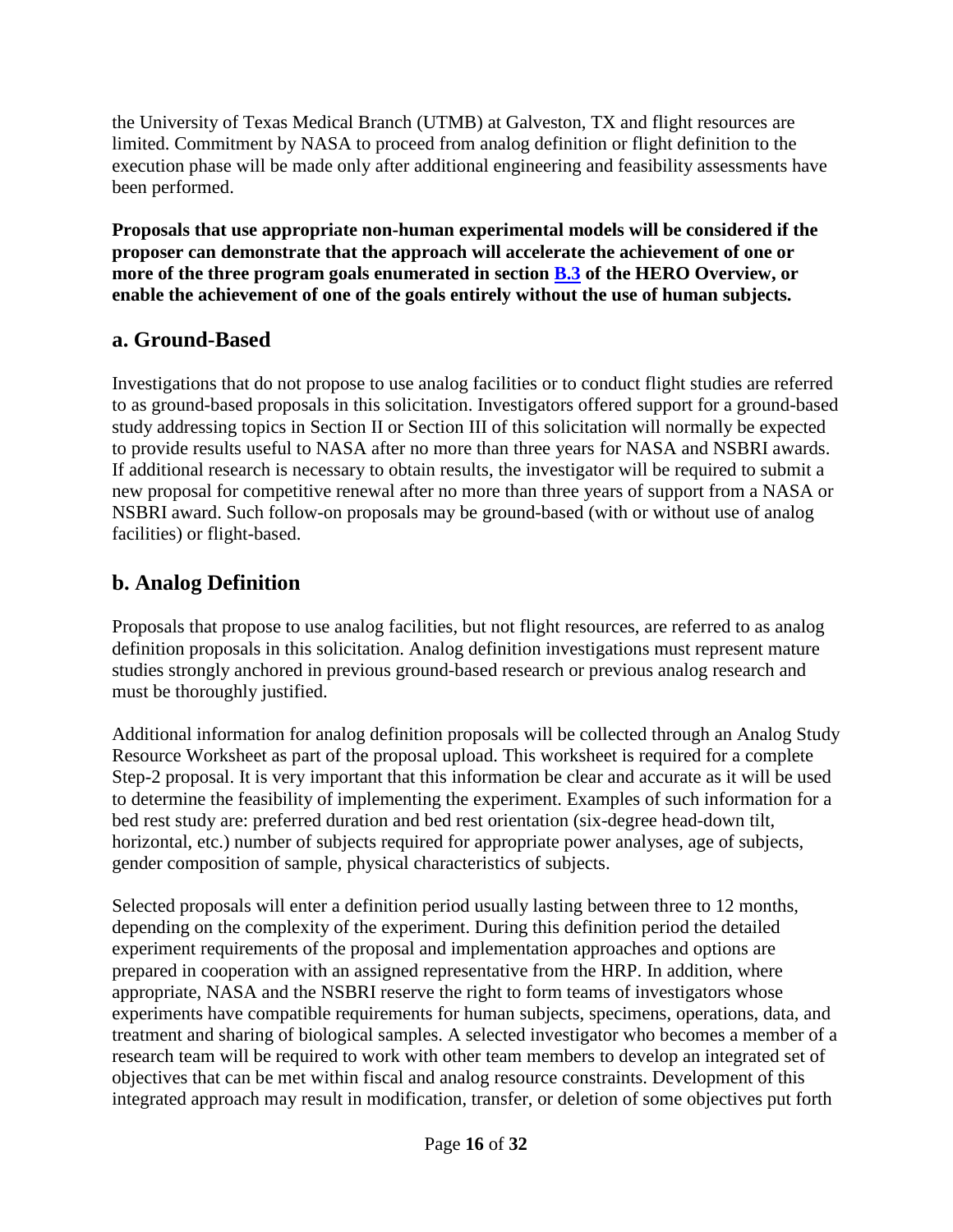the University of Texas Medical Branch (UTMB) at Galveston, TX and flight resources are limited. Commitment by NASA to proceed from analog definition or flight definition to the execution phase will be made only after additional engineering and feasibility assessments have been performed.

**Proposals that use appropriate non-human experimental models will be considered if the proposer can demonstrate that the approach will accelerate the achievement of one or more of the three program goals enumerated in section [B.3](#) of the HERO Overview, or enable the achievement of one of the goals entirely without the use of human subjects.**

## a. Ground-Based

Investigations that do not propose to use analog facilities or to conduct flight studies are referred to as ground-based proposals in this solicitation. Investigators offered support for a ground-based study addressing topics in Section II or Section III of this solicitation will normally be expected to provide results useful to NASA after no more than three years for NASA and NSBRI awards. If additional research is necessary to obtain results, the investigator will be required to submit a new proposal for competitive renewal after no more than three years of support from a NASA or NSBRI award. Such follow-on proposals may be ground-based (with or without use of analog facilities) or flight-based.

## b. Analog Definition

Proposals that propose to use analog facilities, but not flight resources, are referred to as analog definition proposals in this solicitation. Analog definition investigations must represent mature studies strongly anchored in previous ground-based research or previous analog research and must be thoroughly justified.

Additional information for analog definition proposals will be collected through an Analog Study Resource Worksheet as part of the proposal upload. This worksheet is required for a complete Step-2 proposal. It is very important that this information be clear and accurate as it will be used to determine the feasibility of implementing the experiment. Examples of such information for a bed rest study are: preferred duration and bed rest orientation (six-degree head-down tilt, horizontal, etc.) number of subjects required for appropriate power analyses, age of subjects, gender composition of sample, physical characteristics of subjects.

Selected proposals will enter a definition period usually lasting between three to 12 months, depending on the complexity of the experiment. During this definition period the detailed experiment requirements of the proposal and implementation approaches and options are prepared in cooperation with an assigned representative from the HRP. In addition, where appropriate, NASA and the NSBRI reserve the right to form teams of investigators whose experiments have compatible requirements for human subjects, specimens, operations, data, and treatment and sharing of biological samples. A selected investigator who becomes a member of a research team will be required to work with other team members to develop an integrated set of objectives that can be met within fiscal and analog resource constraints. Development of this integrated approach may result in modification, transfer, or deletion of some objectives put forth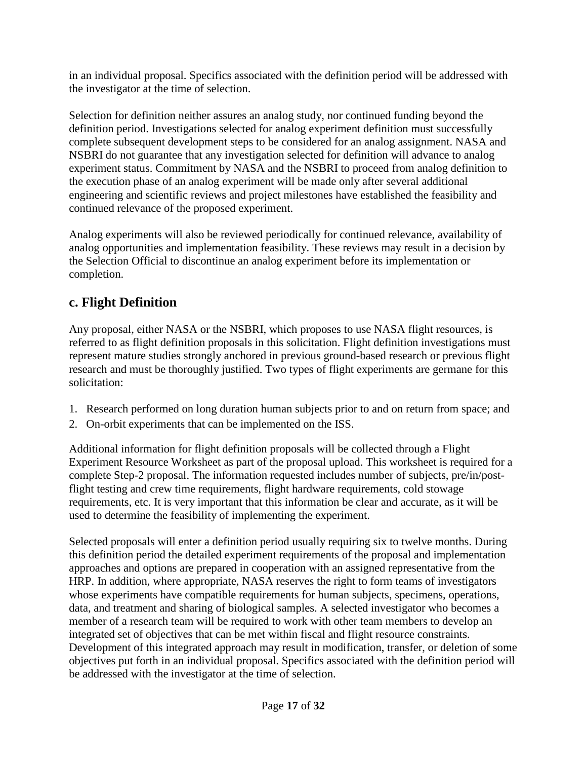in an individual proposal. Specifics associated with the definition period will be addressed with the investigator at the time of selection.

Selection for definition neither assures an analog study, nor continued funding beyond the definition period. Investigations selected for analog experiment definition must successfully complete subsequent development steps to be considered for an analog assignment. NASA and NSBRI do not guarantee that any investigation selected for definition will advance to analog experiment status. Commitment by NASA and the NSBRI to proceed from analog definition to the execution phase of an analog experiment will be made only after several additional engineering and scientific reviews and project milestones have established the feasibility and continued relevance of the proposed experiment.

Analog experiments will also be reviewed periodically for continued relevance, availability of analog opportunities and implementation feasibility. These reviews may result in a decision by the Selection Official to discontinue an analog experiment before its implementation or completion.

## c. Flight Definition

Any proposal, either NASA or the NSBRI, which proposes to use NASA flight resources, is referred to as flight definition proposals in this solicitation. Flight definition investigations must represent mature studies strongly anchored in previous ground-based research or previous flight research and must be thoroughly justified. Two types of flight experiments are germane for this solicitation:

1. Research performed on long duration human subjects prior to and on return from space; and
2. On-orbit experiments that can be implemented on the ISS.

Additional information for flight definition proposals will be collected through a Flight Experiment Resource Worksheet as part of the proposal upload. This worksheet is required for a complete Step-2 proposal. The information requested includes number of subjects, pre/in/post-flight testing and crew time requirements, flight hardware requirements, cold stowage requirements, etc. It is very important that this information be clear and accurate, as it will be used to determine the feasibility of implementing the experiment.

Selected proposals will enter a definition period usually requiring six to twelve months. During this definition period the detailed experiment requirements of the proposal and implementation approaches and options are prepared in cooperation with an assigned representative from the HRP. In addition, where appropriate, NASA reserves the right to form teams of investigators whose experiments have compatible requirements for human subjects, specimens, operations, data, and treatment and sharing of biological samples. A selected investigator who becomes a member of a research team will be required to work with other team members to develop an integrated set of objectives that can be met within fiscal and flight resource constraints. Development of this integrated approach may result in modification, transfer, or deletion of some objectives put forth in an individual proposal. Specifics associated with the definition period will be addressed with the investigator at the time of selection.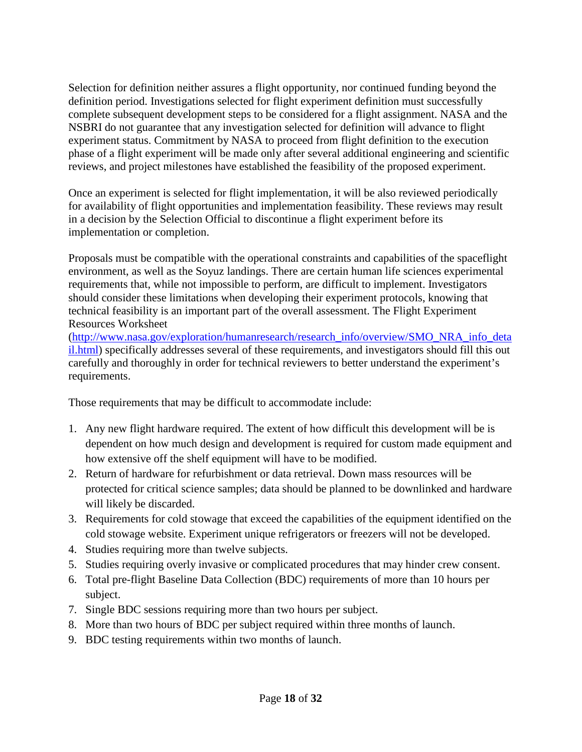Selection for definition neither assures a flight opportunity, nor continued funding beyond the definition period. Investigations selected for flight experiment definition must successfully complete subsequent development steps to be considered for a flight assignment. NASA and the NSBRI do not guarantee that any investigation selected for definition will advance to flight experiment status. Commitment by NASA to proceed from flight definition to the execution phase of a flight experiment will be made only after several additional engineering and scientific reviews, and project milestones have established the feasibility of the proposed experiment.

Once an experiment is selected for flight implementation, it will be also reviewed periodically for availability of flight opportunities and implementation feasibility. These reviews may result in a decision by the Selection Official to discontinue a flight experiment before its implementation or completion.

Proposals must be compatible with the operational constraints and capabilities of the spaceflight environment, as well as the Soyuz landings. There are certain human life sciences experimental requirements that, while not impossible to perform, are difficult to implement. Investigators should consider these limitations when developing their experiment protocols, knowing that technical feasibility is an important part of the overall assessment. The Flight Experiment Resources Worksheet (http://www.nasa.gov/exploration/humanresearch/research_info/overview/SMO_NRA_info_detail.html) specifically addresses several of these requirements, and investigators should fill this out carefully and thoroughly in order for technical reviewers to better understand the experiment's requirements.

Those requirements that may be difficult to accommodate include:

1. Any new flight hardware required. The extent of how difficult this development will be is dependent on how much design and development is required for custom made equipment and how extensive off the shelf equipment will have to be modified.
2. Return of hardware for refurbishment or data retrieval. Down mass resources will be protected for critical science samples; data should be planned to be downlinked and hardware will likely be discarded.
3. Requirements for cold stowage that exceed the capabilities of the equipment identified on the cold stowage website. Experiment unique refrigerators or freezers will not be developed.
4. Studies requiring more than twelve subjects.
5. Studies requiring overly invasive or complicated procedures that may hinder crew consent.
6. Total pre-flight Baseline Data Collection (BDC) requirements of more than 10 hours per subject.
7. Single BDC sessions requiring more than two hours per subject.
8. More than two hours of BDC per subject required within three months of launch.
9. BDC testing requirements within two months of launch.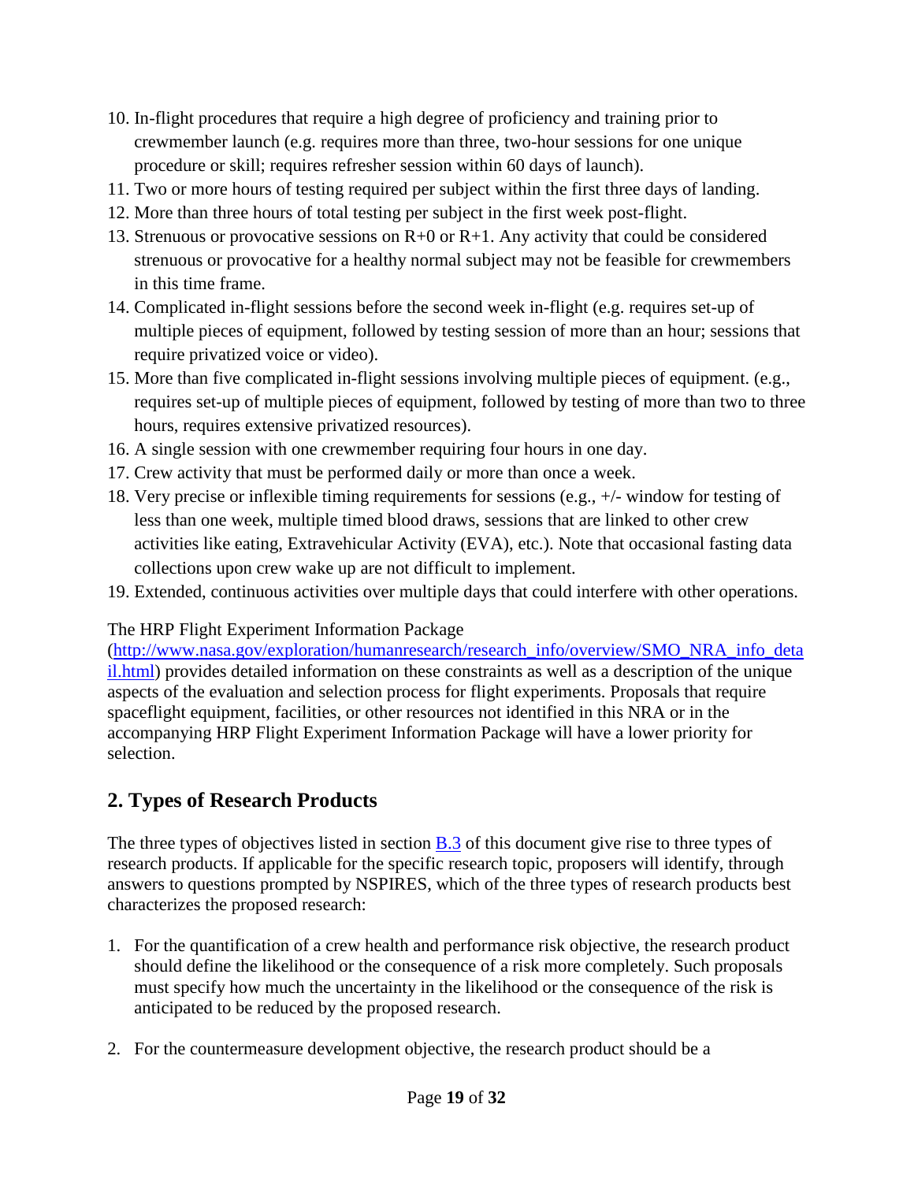10. In-flight procedures that require a high degree of proficiency and training prior to crewmember launch (e.g. requires more than three, two-hour sessions for one unique procedure or skill; requires refresher session within 60 days of launch).
11. Two or more hours of testing required per subject within the first three days of landing.
12. More than three hours of total testing per subject in the first week post-flight.
13. Strenuous or provocative sessions on R+0 or R+1. Any activity that could be considered strenuous or provocative for a healthy normal subject may not be feasible for crewmembers in this time frame.
14. Complicated in-flight sessions before the second week in-flight (e.g. requires set-up of multiple pieces of equipment, followed by testing session of more than an hour; sessions that require privatized voice or video).
15. More than five complicated in-flight sessions involving multiple pieces of equipment. (e.g., requires set-up of multiple pieces of equipment, followed by testing of more than two to three hours, requires extensive privatized resources).
16. A single session with one crewmember requiring four hours in one day.
17. Crew activity that must be performed daily or more than once a week.
18. Very precise or inflexible timing requirements for sessions (e.g., +/- window for testing of less than one week, multiple timed blood draws, sessions that are linked to other crew activities like eating, Extravehicular Activity (EVA), etc.). Note that occasional fasting data collections upon crew wake up are not difficult to implement.
19. Extended, continuous activities over multiple days that could interfere with other operations.

The HRP Flight Experiment Information Package (http://www.nasa.gov/exploration/humanresearch/research_info/overview/SMO_NRA_info_detail.html) provides detailed information on these constraints as well as a description of the unique aspects of the evaluation and selection process for flight experiments. Proposals that require spaceflight equipment, facilities, or other resources not identified in this NRA or in the accompanying HRP Flight Experiment Information Package will have a lower priority for selection.

## 2. Types of Research Products

The three types of objectives listed in section B.3 of this document give rise to three types of research products. If applicable for the specific research topic, proposers will identify, through answers to questions prompted by NSPIRES, which of the three types of research products best characterizes the proposed research:

1. For the quantification of a crew health and performance risk objective, the research product should define the likelihood or the consequence of a risk more completely. Such proposals must specify how much the uncertainty in the likelihood or the consequence of the risk is anticipated to be reduced by the proposed research.

2. For the countermeasure development objective, the research product should be a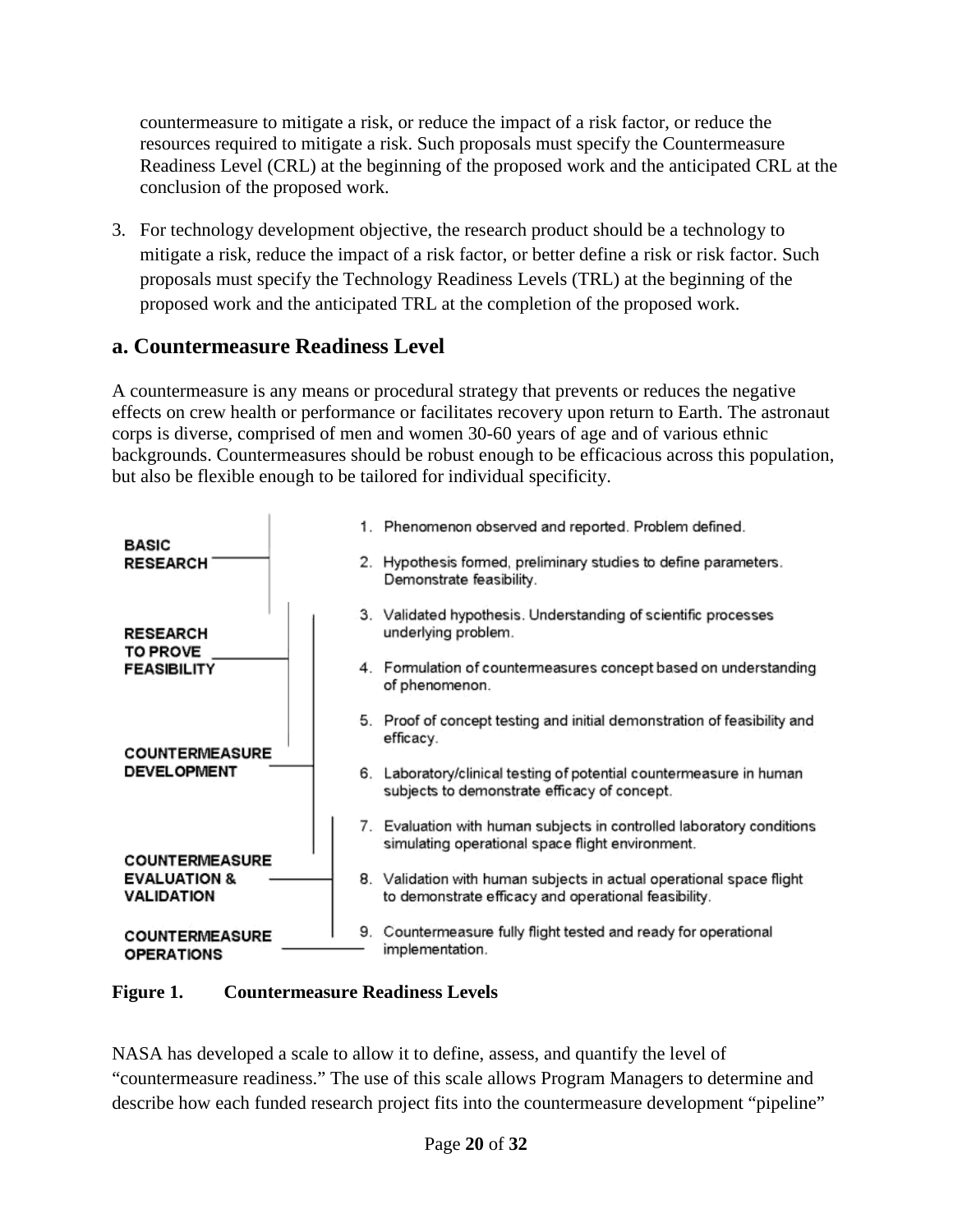countermeasure to mitigate a risk, or reduce the impact of a risk factor, or reduce the resources required to mitigate a risk. Such proposals must specify the Countermeasure Readiness Level (CRL) at the beginning of the proposed work and the anticipated CRL at the conclusion of the proposed work.

3. For technology development objective, the research product should be a technology to mitigate a risk, reduce the impact of a risk factor, or better define a risk or risk factor. Such proposals must specify the Technology Readiness Levels (TRL) at the beginning of the proposed work and the anticipated TRL at the completion of the proposed work.

## a. Countermeasure Readiness Level

A countermeasure is any means or procedural strategy that prevents or reduces the negative effects on crew health or performance or facilitates recovery upon return to Earth. The astronaut corps is diverse, comprised of men and women 30-60 years of age and of various ethnic backgrounds. Countermeasures should be robust enough to be efficacious across this population, but also be flexible enough to be tailored for individual specificity.

| Category | Level |
|---|---|
| BASIC RESEARCH | 1. Phenomenon observed and reported. Problem defined. |
| | 2. Hypothesis formed, preliminary studies to define parameters. Demonstrate feasibility. |
| RESEARCH TO PROVE FEASIBILITY | 3. Validated hypothesis. Understanding of scientific processes underlying problem. |
| | 4. Formulation of countermeasures concept based on understanding of phenomenon. |
| COUNTERMEASURE DEVELOPMENT | 5. Proof of concept testing and initial demonstration of feasibility and efficacy. |
| | 6. Laboratory/clinical testing of potential countermeasure in human subjects to demonstrate efficacy of concept. |
| COUNTERMEASURE EVALUATION & VALIDATION | 7. Evaluation with human subjects in controlled laboratory conditions simulating operational space flight environment. |
| | 8. Validation with human subjects in actual operational space flight to demonstrate efficacy and operational feasibility. |
| COUNTERMEASURE OPERATIONS | 9. Countermeasure fully flight tested and ready for operational implementation. |

**Figure 1. Countermeasure Readiness Levels**

NASA has developed a scale to allow it to define, assess, and quantify the level of "countermeasure readiness." The use of this scale allows Program Managers to determine and describe how each funded research project fits into the countermeasure development "pipeline"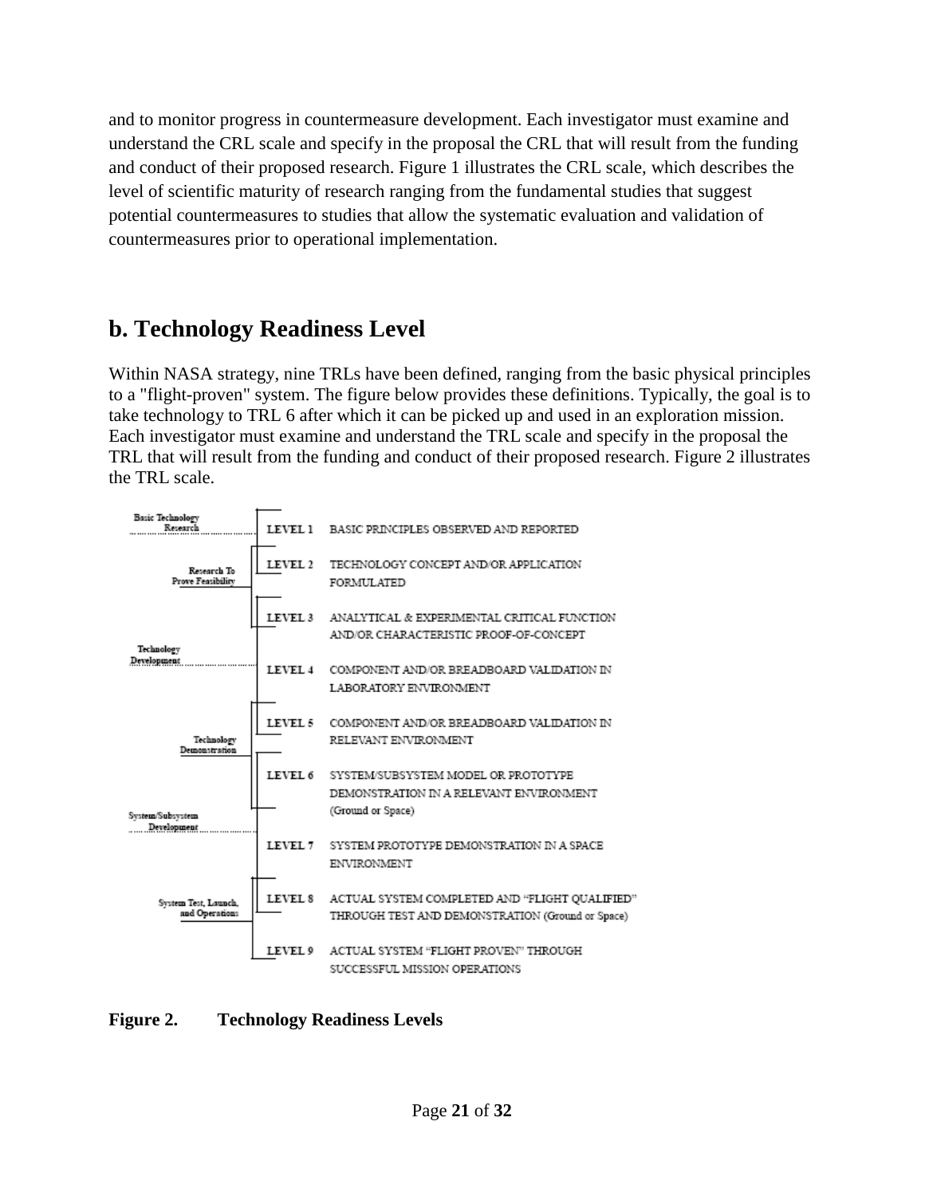and to monitor progress in countermeasure development. Each investigator must examine and understand the CRL scale and specify in the proposal the CRL that will result from the funding and conduct of their proposed research. Figure 1 illustrates the CRL scale, which describes the level of scientific maturity of research ranging from the fundamental studies that suggest potential countermeasures to studies that allow the systematic evaluation and validation of countermeasures prior to operational implementation.

## b. Technology Readiness Level

Within NASA strategy, nine TRLs have been defined, ranging from the basic physical principles to a "flight-proven" system. The figure below provides these definitions. Typically, the goal is to take technology to TRL 6 after which it can be picked up and used in an exploration mission. Each investigator must examine and understand the TRL scale and specify in the proposal the TRL that will result from the funding and conduct of their proposed research. Figure 2 illustrates the TRL scale.

| Phase | Level | Description |
| --- | --- | --- |
| Basic Technology Research | LEVEL 1 | BASIC PRINCIPLES OBSERVED AND REPORTED |
| Research To Prove Feasibility | LEVEL 2 | TECHNOLOGY CONCEPT AND/OR APPLICATION FORMULATED |
| | LEVEL 3 | ANALYTICAL & EXPERIMENTAL CRITICAL FUNCTION AND/OR CHARACTERISTIC PROOF-OF-CONCEPT |
| Technology Development | LEVEL 4 | COMPONENT AND/OR BREADBOARD VALIDATION IN LABORATORY ENVIRONMENT |
| Technology Demonstration | LEVEL 5 | COMPONENT AND/OR BREADBOARD VALIDATION IN RELEVANT ENVIRONMENT |
| | LEVEL 6 | SYSTEM/SUBSYSTEM MODEL OR PROTOTYPE DEMONSTRATION IN A RELEVANT ENVIRONMENT (Ground or Space) |
| System/Subsystem Development | LEVEL 7 | SYSTEM PROTOTYPE DEMONSTRATION IN A SPACE ENVIRONMENT |
| System Test, Launch, and Operations | LEVEL 8 | ACTUAL SYSTEM COMPLETED AND "FLIGHT QUALIFIED" THROUGH TEST AND DEMONSTRATION (Ground or Space) |
| | LEVEL 9 | ACTUAL SYSTEM "FLIGHT PROVEN" THROUGH SUCCESSFUL MISSION OPERATIONS |

**Figure 2. Technology Readiness Levels**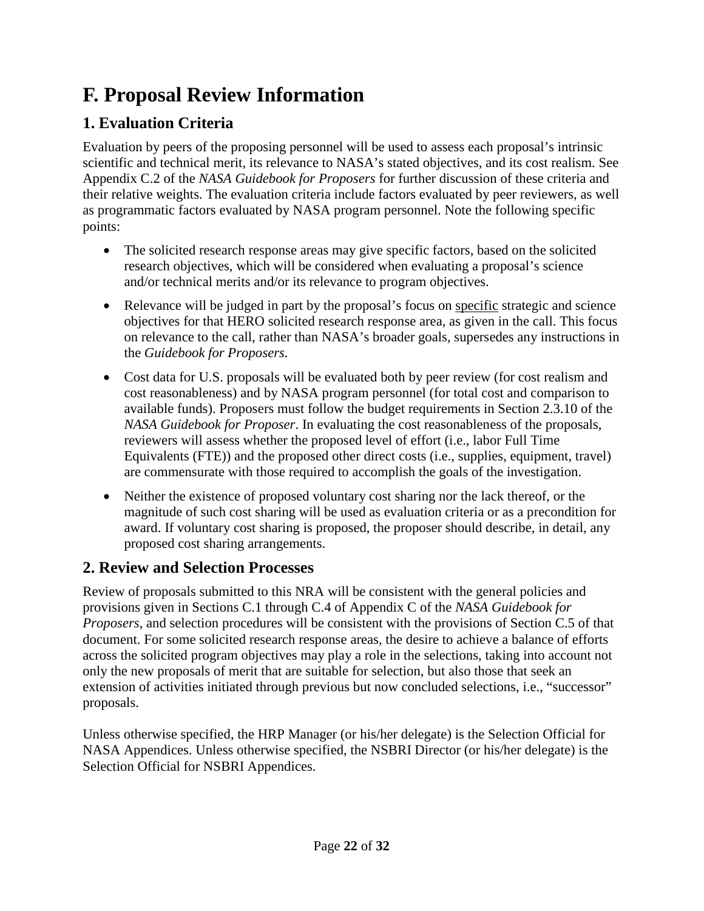# F. Proposal Review Information

## 1. Evaluation Criteria

Evaluation by peers of the proposing personnel will be used to assess each proposal's intrinsic scientific and technical merit, its relevance to NASA's stated objectives, and its cost realism. See Appendix C.2 of the *NASA Guidebook for Proposers* for further discussion of these criteria and their relative weights. The evaluation criteria include factors evaluated by peer reviewers, as well as programmatic factors evaluated by NASA program personnel. Note the following specific points:

- The solicited research response areas may give specific factors, based on the solicited research objectives, which will be considered when evaluating a proposal's science and/or technical merits and/or its relevance to program objectives.
- Relevance will be judged in part by the proposal's focus on <u>specific</u> strategic and science objectives for that HERO solicited research response area, as given in the call. This focus on relevance to the call, rather than NASA's broader goals, supersedes any instructions in the *Guidebook for Proposers.*
- Cost data for U.S. proposals will be evaluated both by peer review (for cost realism and cost reasonableness) and by NASA program personnel (for total cost and comparison to available funds). Proposers must follow the budget requirements in Section 2.3.10 of the *NASA Guidebook for Proposer*. In evaluating the cost reasonableness of the proposals, reviewers will assess whether the proposed level of effort (i.e., labor Full Time Equivalents (FTE)) and the proposed other direct costs (i.e., supplies, equipment, travel) are commensurate with those required to accomplish the goals of the investigation.
- Neither the existence of proposed voluntary cost sharing nor the lack thereof, or the magnitude of such cost sharing will be used as evaluation criteria or as a precondition for award. If voluntary cost sharing is proposed, the proposer should describe, in detail, any proposed cost sharing arrangements.

## 2. Review and Selection Processes

Review of proposals submitted to this NRA will be consistent with the general policies and provisions given in Sections C.1 through C.4 of Appendix C of the *NASA Guidebook for Proposers*, and selection procedures will be consistent with the provisions of Section C.5 of that document. For some solicited research response areas, the desire to achieve a balance of efforts across the solicited program objectives may play a role in the selections, taking into account not only the new proposals of merit that are suitable for selection, but also those that seek an extension of activities initiated through previous but now concluded selections, i.e., "successor" proposals.

Unless otherwise specified, the HRP Manager (or his/her delegate) is the Selection Official for NASA Appendices. Unless otherwise specified, the NSBRI Director (or his/her delegate) is the Selection Official for NSBRI Appendices.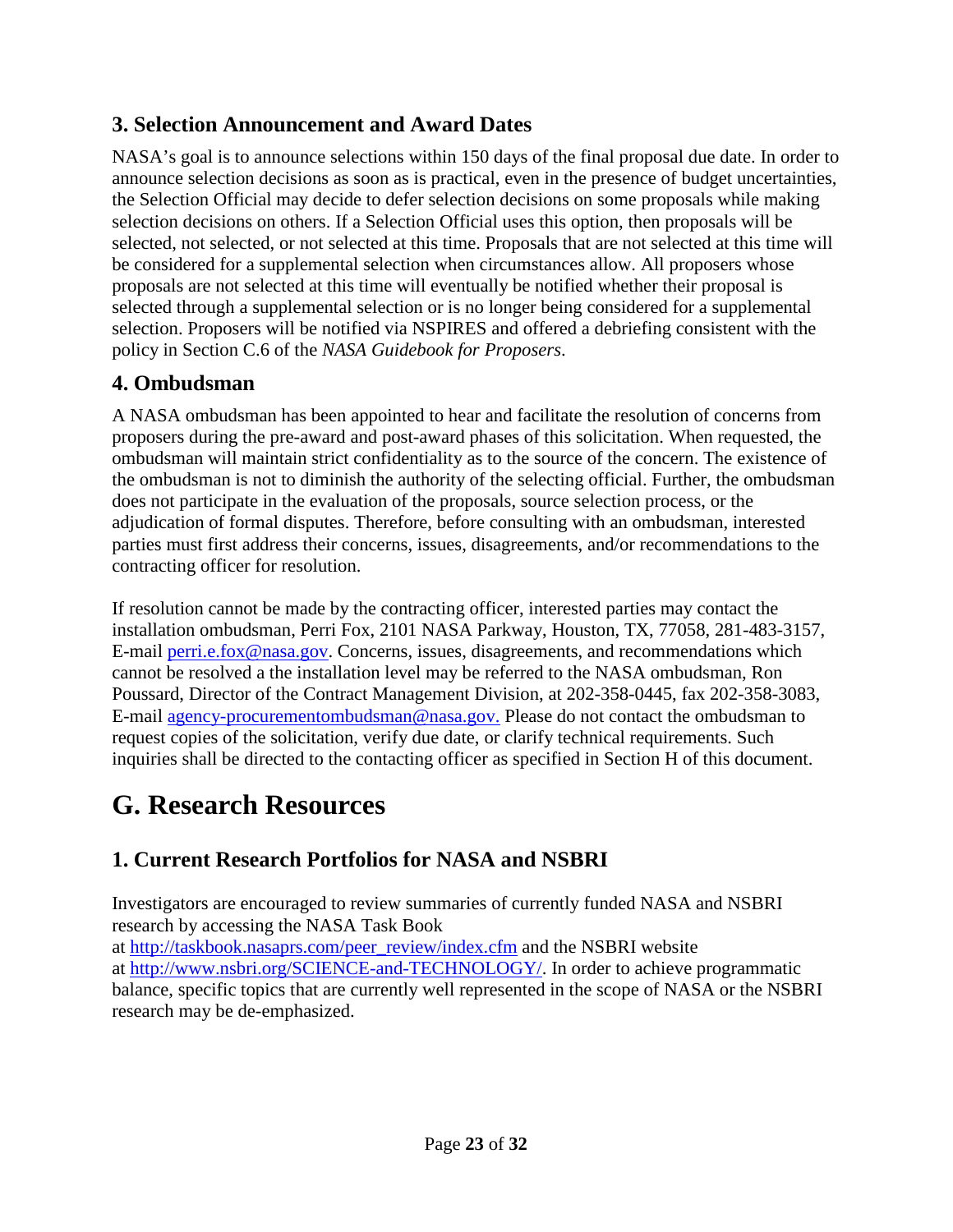## 3. Selection Announcement and Award Dates

NASA's goal is to announce selections within 150 days of the final proposal due date. In order to announce selection decisions as soon as is practical, even in the presence of budget uncertainties, the Selection Official may decide to defer selection decisions on some proposals while making selection decisions on others. If a Selection Official uses this option, then proposals will be selected, not selected, or not selected at this time. Proposals that are not selected at this time will be considered for a supplemental selection when circumstances allow. All proposers whose proposals are not selected at this time will eventually be notified whether their proposal is selected through a supplemental selection or is no longer being considered for a supplemental selection. Proposers will be notified via NSPIRES and offered a debriefing consistent with the policy in Section C.6 of the *NASA Guidebook for Proposers*.

## 4. Ombudsman

A NASA ombudsman has been appointed to hear and facilitate the resolution of concerns from proposers during the pre-award and post-award phases of this solicitation. When requested, the ombudsman will maintain strict confidentiality as to the source of the concern. The existence of the ombudsman is not to diminish the authority of the selecting official. Further, the ombudsman does not participate in the evaluation of the proposals, source selection process, or the adjudication of formal disputes. Therefore, before consulting with an ombudsman, interested parties must first address their concerns, issues, disagreements, and/or recommendations to the contracting officer for resolution.

If resolution cannot be made by the contracting officer, interested parties may contact the installation ombudsman, Perri Fox, 2101 NASA Parkway, Houston, TX, 77058, 281-483-3157, E-mail perri.e.fox@nasa.gov. Concerns, issues, disagreements, and recommendations which cannot be resolved a the installation level may be referred to the NASA ombudsman, Ron Poussard, Director of the Contract Management Division, at 202-358-0445, fax 202-358-3083, E-mail agency-procurementombudsman@nasa.gov. Please do not contact the ombudsman to request copies of the solicitation, verify due date, or clarify technical requirements. Such inquiries shall be directed to the contacting officer as specified in Section H of this document.

# G. Research Resources

## 1. Current Research Portfolios for NASA and NSBRI

Investigators are encouraged to review summaries of currently funded NASA and NSBRI research by accessing the NASA Task Book at http://taskbook.nasaprs.com/peer_review/index.cfm and the NSBRI website at http://www.nsbri.org/SCIENCE-and-TECHNOLOGY/. In order to achieve programmatic balance, specific topics that are currently well represented in the scope of NASA or the NSBRI research may be de-emphasized.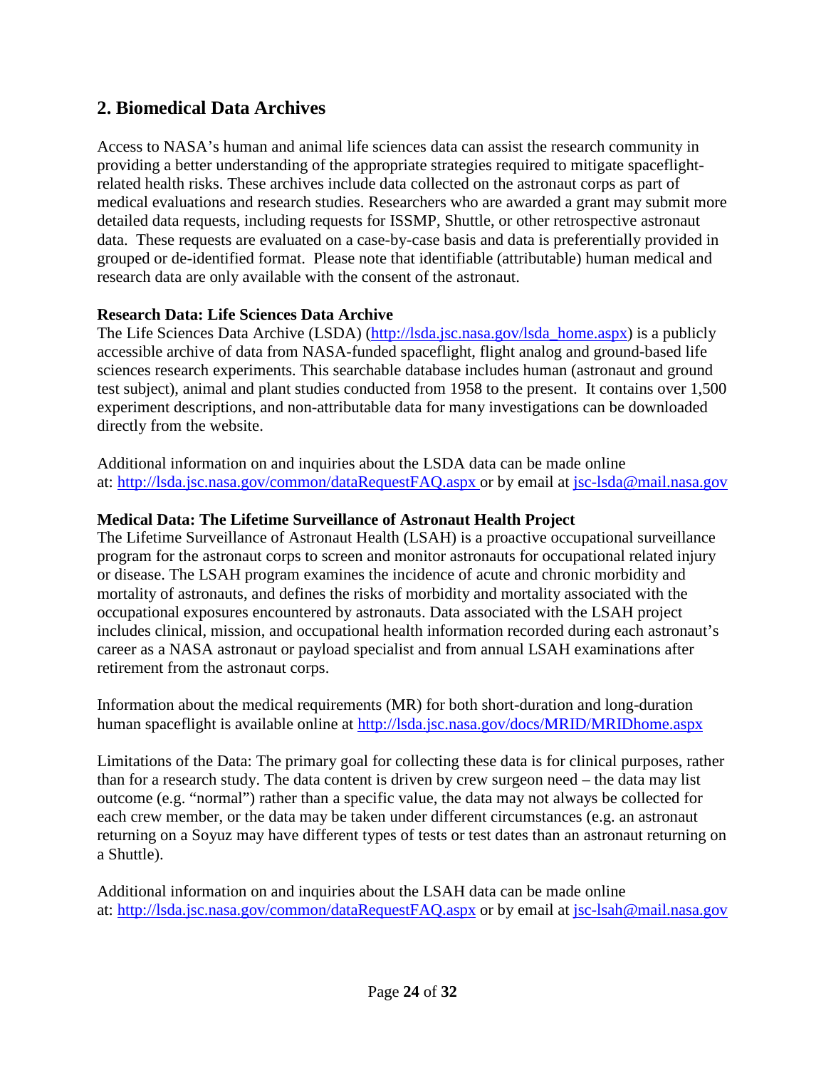## 2. Biomedical Data Archives

Access to NASA's human and animal life sciences data can assist the research community in providing a better understanding of the appropriate strategies required to mitigate spaceflight-related health risks. These archives include data collected on the astronaut corps as part of medical evaluations and research studies. Researchers who are awarded a grant may submit more detailed data requests, including requests for ISSMP, Shuttle, or other retrospective astronaut data. These requests are evaluated on a case-by-case basis and data is preferentially provided in grouped or de-identified format. Please note that identifiable (attributable) human medical and research data are only available with the consent of the astronaut.

**Research Data: Life Sciences Data Archive**

The Life Sciences Data Archive (LSDA) (http://lsda.jsc.nasa.gov/lsda_home.aspx) is a publicly accessible archive of data from NASA-funded spaceflight, flight analog and ground-based life sciences research experiments. This searchable database includes human (astronaut and ground test subject), animal and plant studies conducted from 1958 to the present. It contains over 1,500 experiment descriptions, and non-attributable data for many investigations can be downloaded directly from the website.

Additional information on and inquiries about the LSDA data can be made online at: http://lsda.jsc.nasa.gov/common/dataRequestFAQ.aspx or by email at jsc-lsda@mail.nasa.gov

**Medical Data: The Lifetime Surveillance of Astronaut Health Project**

The Lifetime Surveillance of Astronaut Health (LSAH) is a proactive occupational surveillance program for the astronaut corps to screen and monitor astronauts for occupational related injury or disease. The LSAH program examines the incidence of acute and chronic morbidity and mortality of astronauts, and defines the risks of morbidity and mortality associated with the occupational exposures encountered by astronauts. Data associated with the LSAH project includes clinical, mission, and occupational health information recorded during each astronaut's career as a NASA astronaut or payload specialist and from annual LSAH examinations after retirement from the astronaut corps.

Information about the medical requirements (MR) for both short-duration and long-duration human spaceflight is available online at http://lsda.jsc.nasa.gov/docs/MRID/MRIDhome.aspx

Limitations of the Data: The primary goal for collecting these data is for clinical purposes, rather than for a research study. The data content is driven by crew surgeon need – the data may list outcome (e.g. "normal") rather than a specific value, the data may not always be collected for each crew member, or the data may be taken under different circumstances (e.g. an astronaut returning on a Soyuz may have different types of tests or test dates than an astronaut returning on a Shuttle).

Additional information on and inquiries about the LSAH data can be made online at: http://lsda.jsc.nasa.gov/common/dataRequestFAQ.aspx or by email at jsc-lsah@mail.nasa.gov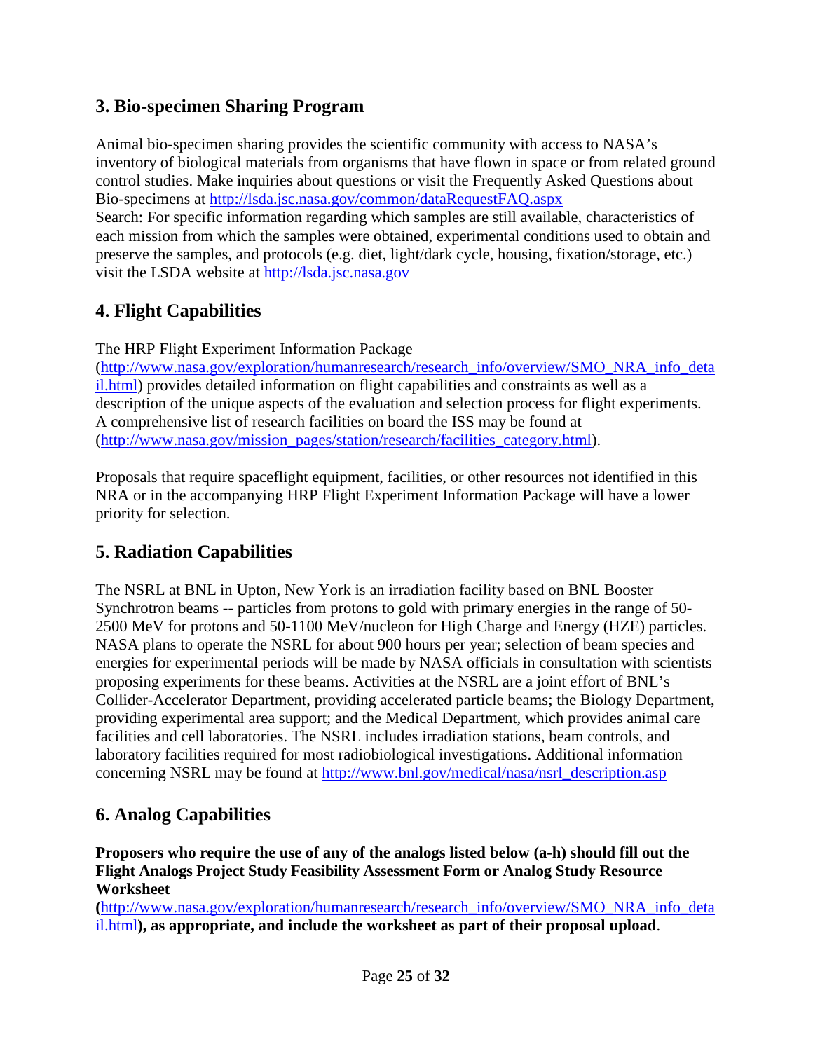## 3. Bio-specimen Sharing Program

Animal bio-specimen sharing provides the scientific community with access to NASA's inventory of biological materials from organisms that have flown in space or from related ground control studies. Make inquiries about questions or visit the Frequently Asked Questions about Bio-specimens at http://lsda.jsc.nasa.gov/common/dataRequestFAQ.aspx
Search: For specific information regarding which samples are still available, characteristics of each mission from which the samples were obtained, experimental conditions used to obtain and preserve the samples, and protocols (e.g. diet, light/dark cycle, housing, fixation/storage, etc.) visit the LSDA website at http://lsda.jsc.nasa.gov

## 4. Flight Capabilities

The HRP Flight Experiment Information Package (http://www.nasa.gov/exploration/humanresearch/research_info/overview/SMO_NRA_info_detail.html) provides detailed information on flight capabilities and constraints as well as a description of the unique aspects of the evaluation and selection process for flight experiments. A comprehensive list of research facilities on board the ISS may be found at (http://www.nasa.gov/mission_pages/station/research/facilities_category.html).

Proposals that require spaceflight equipment, facilities, or other resources not identified in this NRA or in the accompanying HRP Flight Experiment Information Package will have a lower priority for selection.

## 5. Radiation Capabilities

The NSRL at BNL in Upton, New York is an irradiation facility based on BNL Booster Synchrotron beams -- particles from protons to gold with primary energies in the range of 50-2500 MeV for protons and 50-1100 MeV/nucleon for High Charge and Energy (HZE) particles. NASA plans to operate the NSRL for about 900 hours per year; selection of beam species and energies for experimental periods will be made by NASA officials in consultation with scientists proposing experiments for these beams. Activities at the NSRL are a joint effort of BNL's Collider-Accelerator Department, providing accelerated particle beams; the Biology Department, providing experimental area support; and the Medical Department, which provides animal care facilities and cell laboratories. The NSRL includes irradiation stations, beam controls, and laboratory facilities required for most radiobiological investigations. Additional information concerning NSRL may be found at http://www.bnl.gov/medical/nasa/nsrl_description.asp

## 6. Analog Capabilities

**Proposers who require the use of any of the analogs listed below (a-h) should fill out the Flight Analogs Project Study Feasibility Assessment Form or Analog Study Resource Worksheet (**http://www.nasa.gov/exploration/humanresearch/research_info/overview/SMO_NRA_info_detail.html**), as appropriate, and include the worksheet as part of their proposal upload**.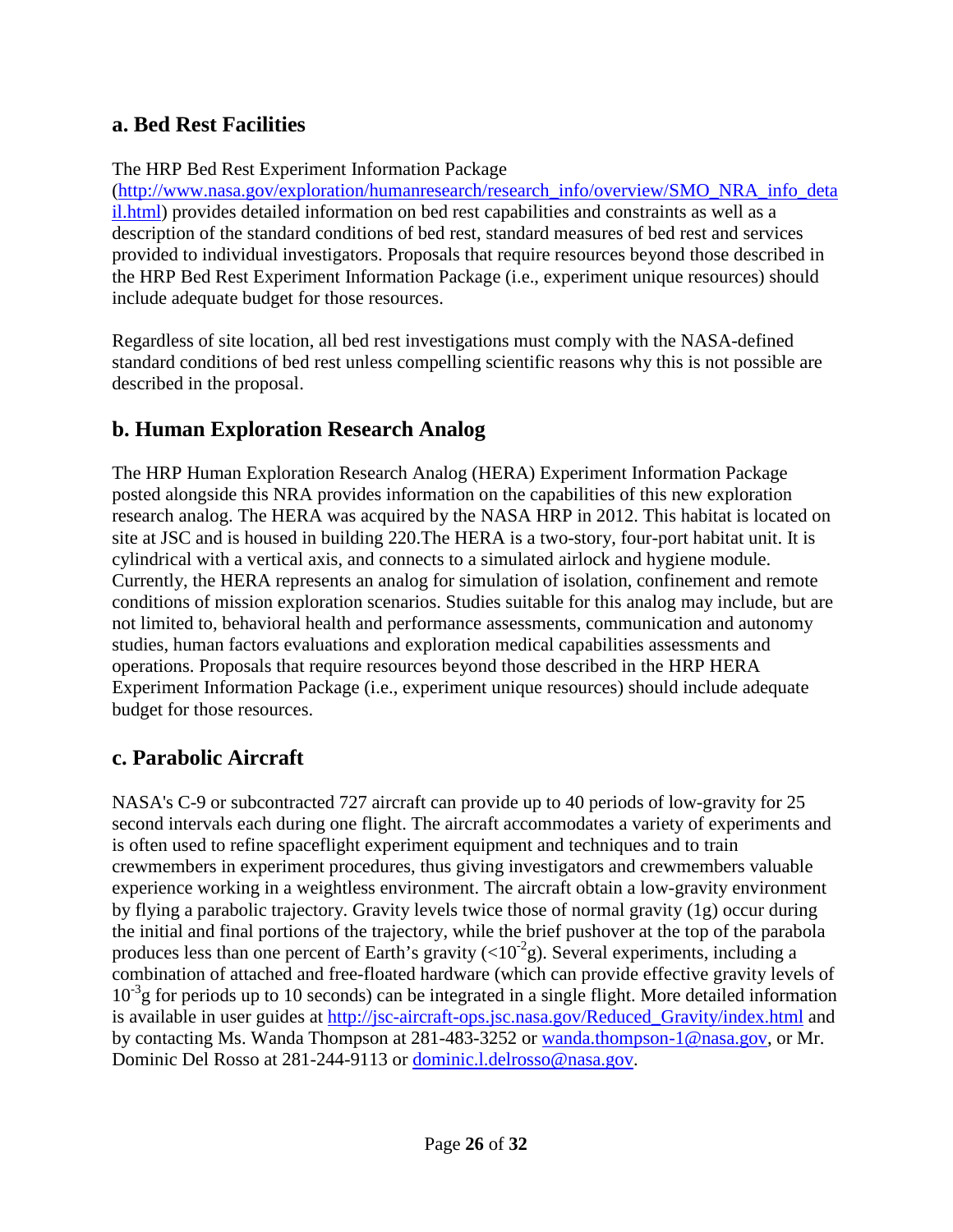## a. Bed Rest Facilities

The HRP Bed Rest Experiment Information Package (http://www.nasa.gov/exploration/humanresearch/research_info/overview/SMO_NRA_info_detail.html) provides detailed information on bed rest capabilities and constraints as well as a description of the standard conditions of bed rest, standard measures of bed rest and services provided to individual investigators. Proposals that require resources beyond those described in the HRP Bed Rest Experiment Information Package (i.e., experiment unique resources) should include adequate budget for those resources.

Regardless of site location, all bed rest investigations must comply with the NASA-defined standard conditions of bed rest unless compelling scientific reasons why this is not possible are described in the proposal.

## b. Human Exploration Research Analog

The HRP Human Exploration Research Analog (HERA) Experiment Information Package posted alongside this NRA provides information on the capabilities of this new exploration research analog. The HERA was acquired by the NASA HRP in 2012. This habitat is located on site at JSC and is housed in building 220.The HERA is a two-story, four-port habitat unit. It is cylindrical with a vertical axis, and connects to a simulated airlock and hygiene module. Currently, the HERA represents an analog for simulation of isolation, confinement and remote conditions of mission exploration scenarios. Studies suitable for this analog may include, but are not limited to, behavioral health and performance assessments, communication and autonomy studies, human factors evaluations and exploration medical capabilities assessments and operations. Proposals that require resources beyond those described in the HRP HERA Experiment Information Package (i.e., experiment unique resources) should include adequate budget for those resources.

## c. Parabolic Aircraft

NASA's C-9 or subcontracted 727 aircraft can provide up to 40 periods of low-gravity for 25 second intervals each during one flight. The aircraft accommodates a variety of experiments and is often used to refine spaceflight experiment equipment and techniques and to train crewmembers in experiment procedures, thus giving investigators and crewmembers valuable experience working in a weightless environment. The aircraft obtain a low-gravity environment by flying a parabolic trajectory. Gravity levels twice those of normal gravity (1g) occur during the initial and final portions of the trajectory, while the brief pushover at the top of the parabola produces less than one percent of Earth's gravity ($<10^{-2}$g). Several experiments, including a combination of attached and free-floated hardware (which can provide effective gravity levels of $10^{-3}$g for periods up to 10 seconds) can be integrated in a single flight. More detailed information is available in user guides at http://jsc-aircraft-ops.jsc.nasa.gov/Reduced_Gravity/index.html and by contacting Ms. Wanda Thompson at 281-483-3252 or wanda.thompson-1@nasa.gov, or Mr. Dominic Del Rosso at 281-244-9113 or dominic.l.delrosso@nasa.gov.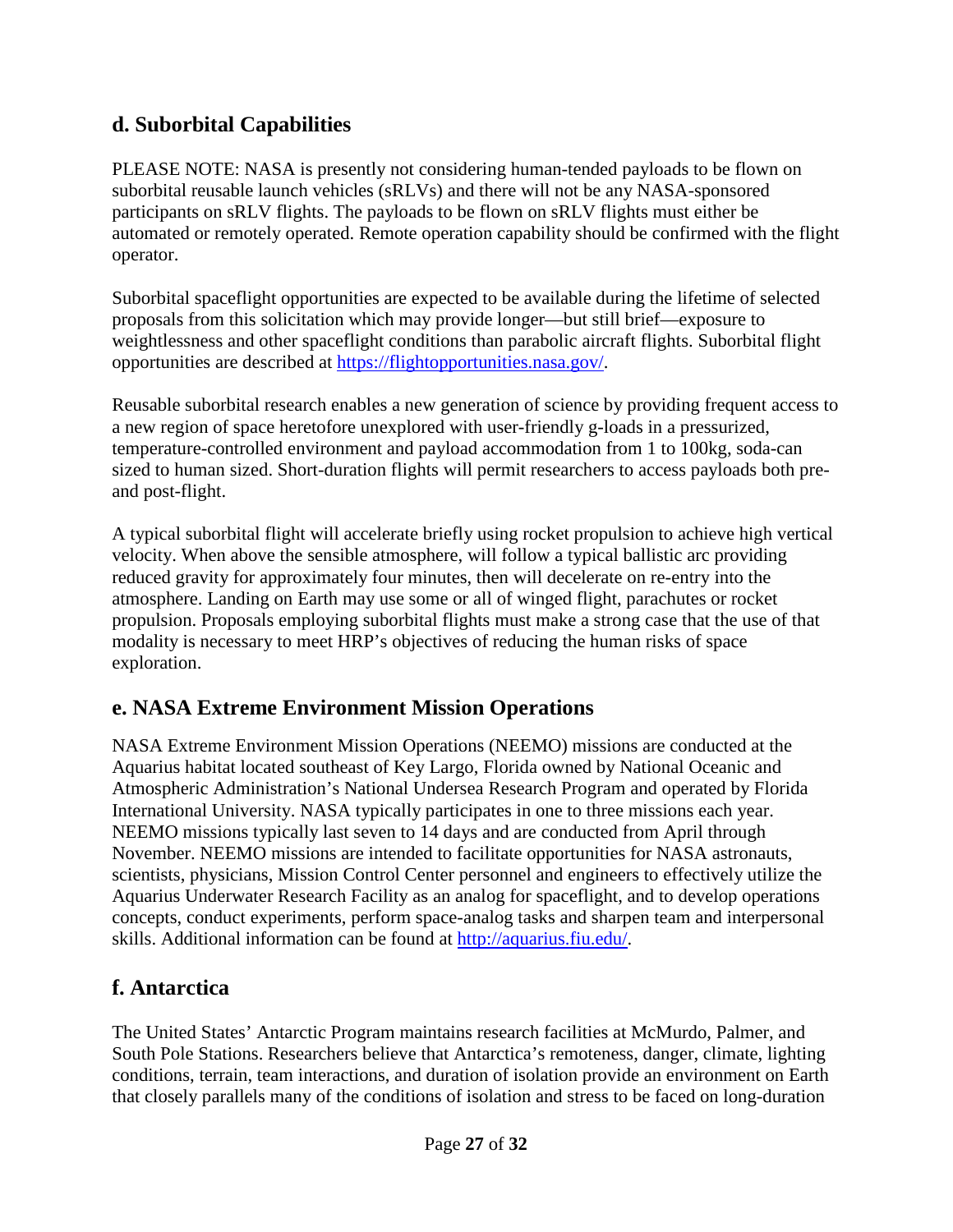## d. Suborbital Capabilities

PLEASE NOTE: NASA is presently not considering human-tended payloads to be flown on suborbital reusable launch vehicles (sRLVs) and there will not be any NASA-sponsored participants on sRLV flights. The payloads to be flown on sRLV flights must either be automated or remotely operated. Remote operation capability should be confirmed with the flight operator.

Suborbital spaceflight opportunities are expected to be available during the lifetime of selected proposals from this solicitation which may provide longer—but still brief—exposure to weightlessness and other spaceflight conditions than parabolic aircraft flights. Suborbital flight opportunities are described at https://flightopportunities.nasa.gov/.

Reusable suborbital research enables a new generation of science by providing frequent access to a new region of space heretofore unexplored with user-friendly g-loads in a pressurized, temperature-controlled environment and payload accommodation from 1 to 100kg, soda-can sized to human sized. Short-duration flights will permit researchers to access payloads both pre- and post-flight.

A typical suborbital flight will accelerate briefly using rocket propulsion to achieve high vertical velocity. When above the sensible atmosphere, will follow a typical ballistic arc providing reduced gravity for approximately four minutes, then will decelerate on re-entry into the atmosphere. Landing on Earth may use some or all of winged flight, parachutes or rocket propulsion. Proposals employing suborbital flights must make a strong case that the use of that modality is necessary to meet HRP's objectives of reducing the human risks of space exploration.

## e. NASA Extreme Environment Mission Operations

NASA Extreme Environment Mission Operations (NEEMO) missions are conducted at the Aquarius habitat located southeast of Key Largo, Florida owned by National Oceanic and Atmospheric Administration's National Undersea Research Program and operated by Florida International University. NASA typically participates in one to three missions each year. NEEMO missions typically last seven to 14 days and are conducted from April through November. NEEMO missions are intended to facilitate opportunities for NASA astronauts, scientists, physicians, Mission Control Center personnel and engineers to effectively utilize the Aquarius Underwater Research Facility as an analog for spaceflight, and to develop operations concepts, conduct experiments, perform space-analog tasks and sharpen team and interpersonal skills. Additional information can be found at http://aquarius.fiu.edu/.

## f. Antarctica

The United States' Antarctic Program maintains research facilities at McMurdo, Palmer, and South Pole Stations. Researchers believe that Antarctica's remoteness, danger, climate, lighting conditions, terrain, team interactions, and duration of isolation provide an environment on Earth that closely parallels many of the conditions of isolation and stress to be faced on long-duration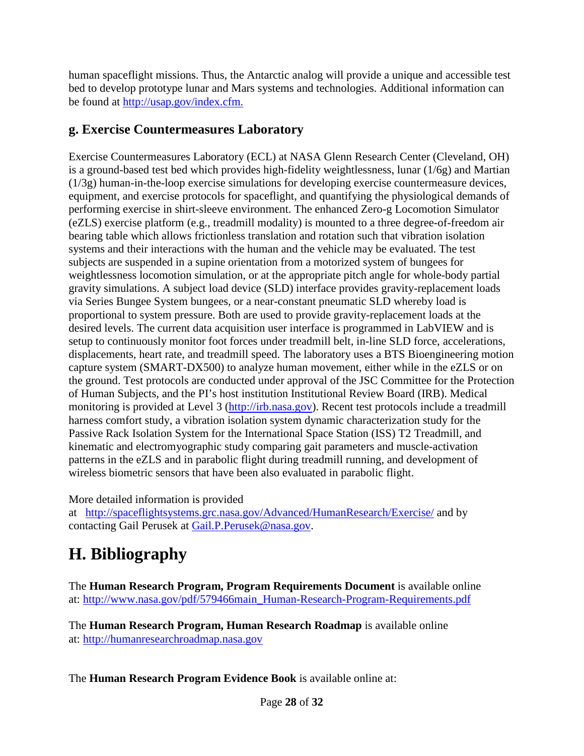human spaceflight missions. Thus, the Antarctic analog will provide a unique and accessible test bed to develop prototype lunar and Mars systems and technologies. Additional information can be found at http://usap.gov/index.cfm.

### g. Exercise Countermeasures Laboratory

Exercise Countermeasures Laboratory (ECL) at NASA Glenn Research Center (Cleveland, OH) is a ground-based test bed which provides high-fidelity weightlessness, lunar (1/6g) and Martian (1/3g) human-in-the-loop exercise simulations for developing exercise countermeasure devices, equipment, and exercise protocols for spaceflight, and quantifying the physiological demands of performing exercise in shirt-sleeve environment. The enhanced Zero-g Locomotion Simulator (eZLS) exercise platform (e.g., treadmill modality) is mounted to a three degree-of-freedom air bearing table which allows frictionless translation and rotation such that vibration isolation systems and their interactions with the human and the vehicle may be evaluated. The test subjects are suspended in a supine orientation from a motorized system of bungees for weightlessness locomotion simulation, or at the appropriate pitch angle for whole-body partial gravity simulations. A subject load device (SLD) interface provides gravity-replacement loads via Series Bungee System bungees, or a near-constant pneumatic SLD whereby load is proportional to system pressure. Both are used to provide gravity-replacement loads at the desired levels. The current data acquisition user interface is programmed in LabVIEW and is setup to continuously monitor foot forces under treadmill belt, in-line SLD force, accelerations, displacements, heart rate, and treadmill speed. The laboratory uses a BTS Bioengineering motion capture system (SMART-DX500) to analyze human movement, either while in the eZLS or on the ground. Test protocols are conducted under approval of the JSC Committee for the Protection of Human Subjects, and the PI's host institution Institutional Review Board (IRB). Medical monitoring is provided at Level 3 (http://irb.nasa.gov). Recent test protocols include a treadmill harness comfort study, a vibration isolation system dynamic characterization study for the Passive Rack Isolation System for the International Space Station (ISS) T2 Treadmill, and kinematic and electromyographic study comparing gait parameters and muscle-activation patterns in the eZLS and in parabolic flight during treadmill running, and development of wireless biometric sensors that have been also evaluated in parabolic flight.

More detailed information is provided at http://spaceflightsystems.grc.nasa.gov/Advanced/HumanResearch/Exercise/ and by contacting Gail Perusek at Gail.P.Perusek@nasa.gov.

# H. Bibliography

The **Human Research Program, Program Requirements Document** is available online at: http://www.nasa.gov/pdf/579466main_Human-Research-Program-Requirements.pdf

The **Human Research Program, Human Research Roadmap** is available online at: http://humanresearchroadmap.nasa.gov

The **Human Research Program Evidence Book** is available online at: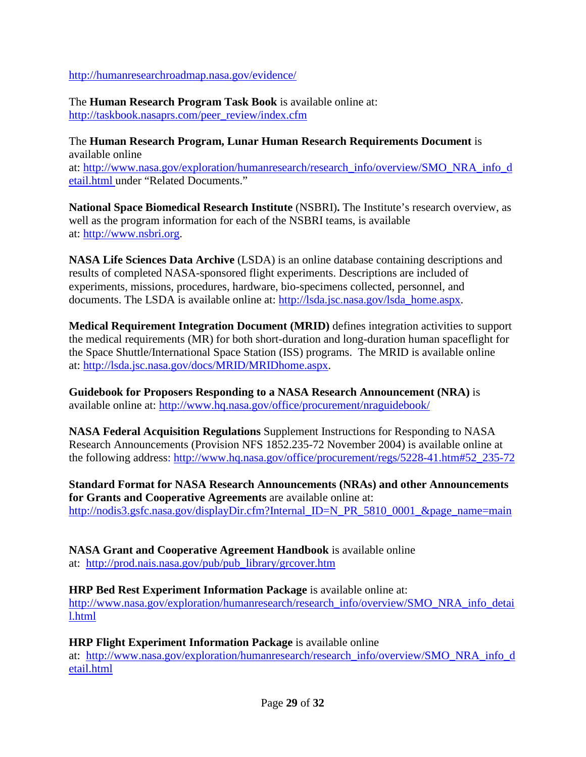http://humanresearchroadmap.nasa.gov/evidence/

The **Human Research Program Task Book** is available online at: http://taskbook.nasaprs.com/peer_review/index.cfm

The **Human Research Program, Lunar Human Research Requirements Document** is available online at: http://www.nasa.gov/exploration/humanresearch/research_info/overview/SMO_NRA_info_detail.html under "Related Documents."

**National Space Biomedical Research Institute** (NSBRI)**.** The Institute's research overview, as well as the program information for each of the NSBRI teams, is available at: http://www.nsbri.org.

**NASA Life Sciences Data Archive** (LSDA) is an online database containing descriptions and results of completed NASA-sponsored flight experiments. Descriptions are included of experiments, missions, procedures, hardware, bio-specimens collected, personnel, and documents. The LSDA is available online at: http://lsda.jsc.nasa.gov/lsda_home.aspx.

**Medical Requirement Integration Document (MRID)** defines integration activities to support the medical requirements (MR) for both short-duration and long-duration human spaceflight for the Space Shuttle/International Space Station (ISS) programs. The MRID is available online at: http://lsda.jsc.nasa.gov/docs/MRID/MRIDhome.aspx.

**Guidebook for Proposers Responding to a NASA Research Announcement (NRA)** is available online at: http://www.hq.nasa.gov/office/procurement/nraguidebook/

**NASA Federal Acquisition Regulations** Supplement Instructions for Responding to NASA Research Announcements (Provision NFS 1852.235-72 November 2004) is available online at the following address: http://www.hq.nasa.gov/office/procurement/regs/5228-41.htm#52_235-72

**Standard Format for NASA Research Announcements (NRAs) and other Announcements for Grants and Cooperative Agreements** are available online at: http://nodis3.gsfc.nasa.gov/displayDir.cfm?Internal_ID=N_PR_5810_0001_&page_name=main

**NASA Grant and Cooperative Agreement Handbook** is available online at: http://prod.nais.nasa.gov/pub/pub_library/grcover.htm

**HRP Bed Rest Experiment Information Package** is available online at: http://www.nasa.gov/exploration/humanresearch/research_info/overview/SMO_NRA_info_detail.html

**HRP Flight Experiment Information Package** is available online at: http://www.nasa.gov/exploration/humanresearch/research_info/overview/SMO_NRA_info_detail.html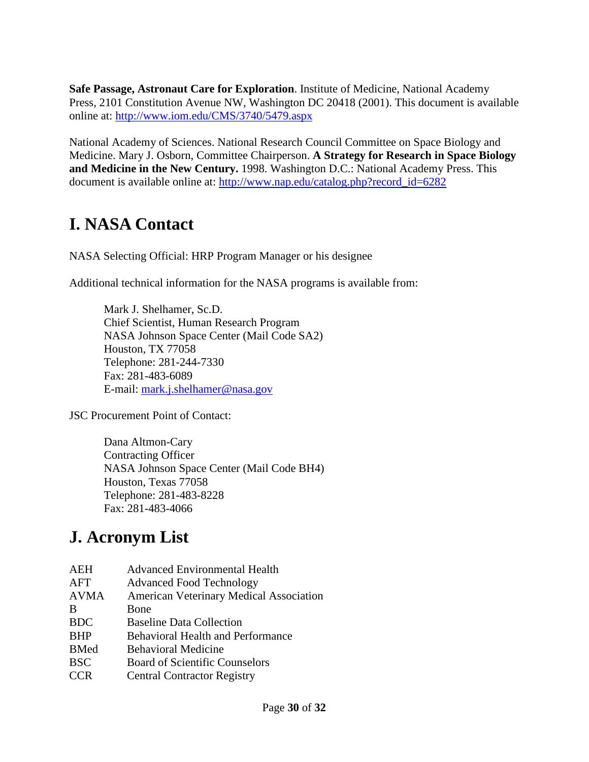**Safe Passage, Astronaut Care for Exploration**. Institute of Medicine, National Academy Press, 2101 Constitution Avenue NW, Washington DC 20418 (2001). This document is available online at: http://www.iom.edu/CMS/3740/5479.aspx

National Academy of Sciences. National Research Council Committee on Space Biology and Medicine. Mary J. Osborn, Committee Chairperson. **A Strategy for Research in Space Biology and Medicine in the New Century.** 1998. Washington D.C.: National Academy Press. This document is available online at: http://www.nap.edu/catalog.php?record_id=6282

# I. NASA Contact

NASA Selecting Official: HRP Program Manager or his designee

Additional technical information for the NASA programs is available from:

Mark J. Shelhamer, Sc.D.
Chief Scientist, Human Research Program
NASA Johnson Space Center (Mail Code SA2)
Houston, TX 77058
Telephone: 281-244-7330
Fax: 281-483-6089
E-mail: mark.j.shelhamer@nasa.gov

JSC Procurement Point of Contact:

Dana Altmon-Cary
Contracting Officer
NASA Johnson Space Center (Mail Code BH4)
Houston, Texas 77058
Telephone: 281-483-8228
Fax: 281-483-4066

# J. Acronym List

| | |
|---|---|
| AEH | Advanced Environmental Health |
| AFT | Advanced Food Technology |
| AVMA | American Veterinary Medical Association |
| B | Bone |
| BDC | Baseline Data Collection |
| BHP | Behavioral Health and Performance |
| BMed | Behavioral Medicine |
| BSC | Board of Scientific Counselors |
| CCR | Central Contractor Registry |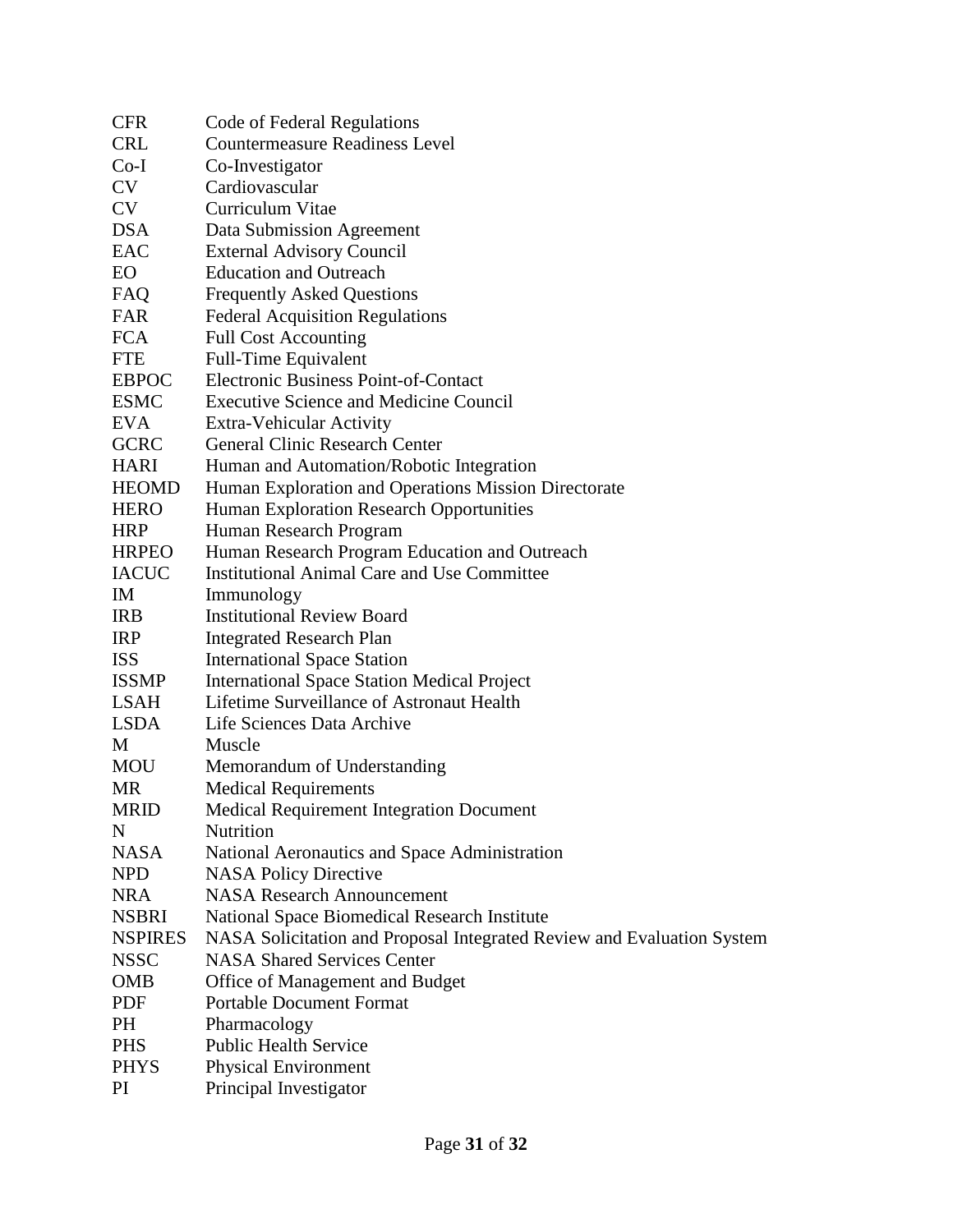| | |
|---|---|
| CFR | Code of Federal Regulations |
| CRL | Countermeasure Readiness Level |
| Co-I | Co-Investigator |
| CV | Cardiovascular |
| CV | Curriculum Vitae |
| DSA | Data Submission Agreement |
| EAC | External Advisory Council |
| EO | Education and Outreach |
| FAQ | Frequently Asked Questions |
| FAR | Federal Acquisition Regulations |
| FCA | Full Cost Accounting |
| FTE | Full-Time Equivalent |
| EBPOC | Electronic Business Point-of-Contact |
| ESMC | Executive Science and Medicine Council |
| EVA | Extra-Vehicular Activity |
| GCRC | General Clinic Research Center |
| HARI | Human and Automation/Robotic Integration |
| HEOMD | Human Exploration and Operations Mission Directorate |
| HERO | Human Exploration Research Opportunities |
| HRP | Human Research Program |
| HRPEO | Human Research Program Education and Outreach |
| IACUC | Institutional Animal Care and Use Committee |
| IM | Immunology |
| IRB | Institutional Review Board |
| IRP | Integrated Research Plan |
| ISS | International Space Station |
| ISSMP | International Space Station Medical Project |
| LSAH | Lifetime Surveillance of Astronaut Health |
| LSDA | Life Sciences Data Archive |
| M | Muscle |
| MOU | Memorandum of Understanding |
| MR | Medical Requirements |
| MRID | Medical Requirement Integration Document |
| N | Nutrition |
| NASA | National Aeronautics and Space Administration |
| NPD | NASA Policy Directive |
| NRA | NASA Research Announcement |
| NSBRI | National Space Biomedical Research Institute |
| NSPIRES | NASA Solicitation and Proposal Integrated Review and Evaluation System |
| NSSC | NASA Shared Services Center |
| OMB | Office of Management and Budget |
| PDF | Portable Document Format |
| PH | Pharmacology |
| PHS | Public Health Service |
| PHYS | Physical Environment |
| PI | Principal Investigator |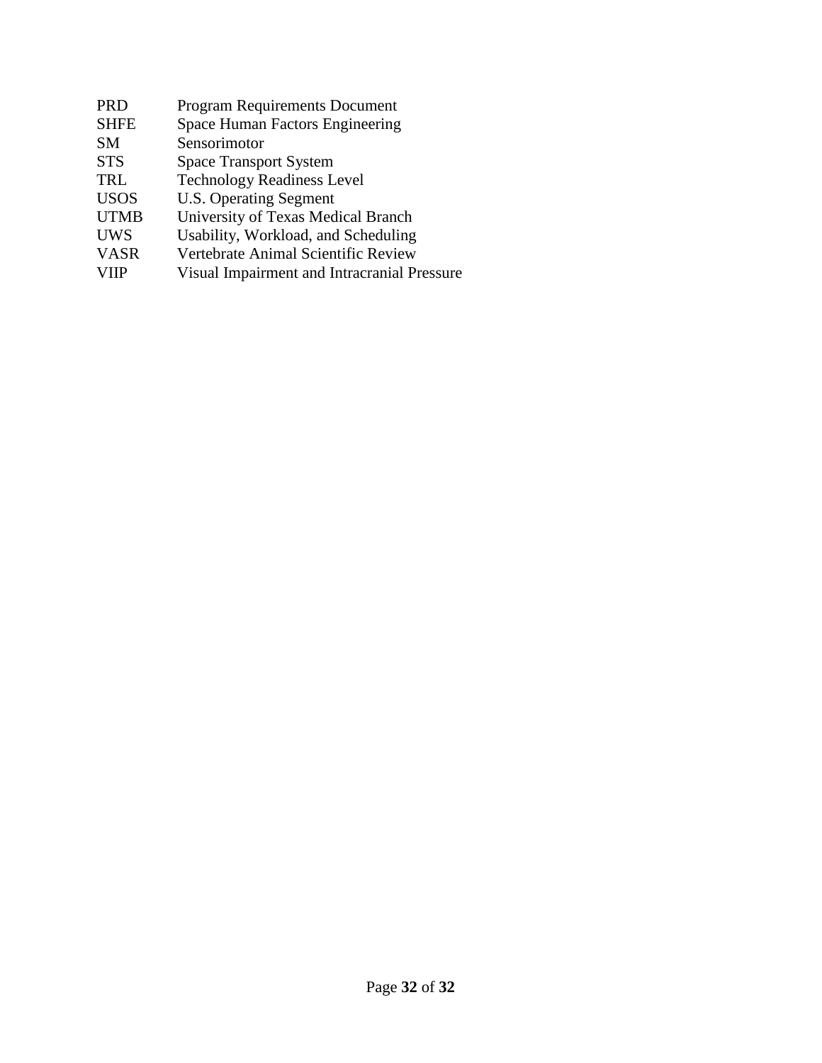| | |
|---|---|
| PRD | Program Requirements Document |
| SHFE | Space Human Factors Engineering |
| SM | Sensorimotor |
| STS | Space Transport System |
| TRL | Technology Readiness Level |
| USOS | U.S. Operating Segment |
| UTMB | University of Texas Medical Branch |
| UWS | Usability, Workload, and Scheduling |
| VASR | Vertebrate Animal Scientific Review |
| VIIP | Visual Impairment and Intracranial Pressure |